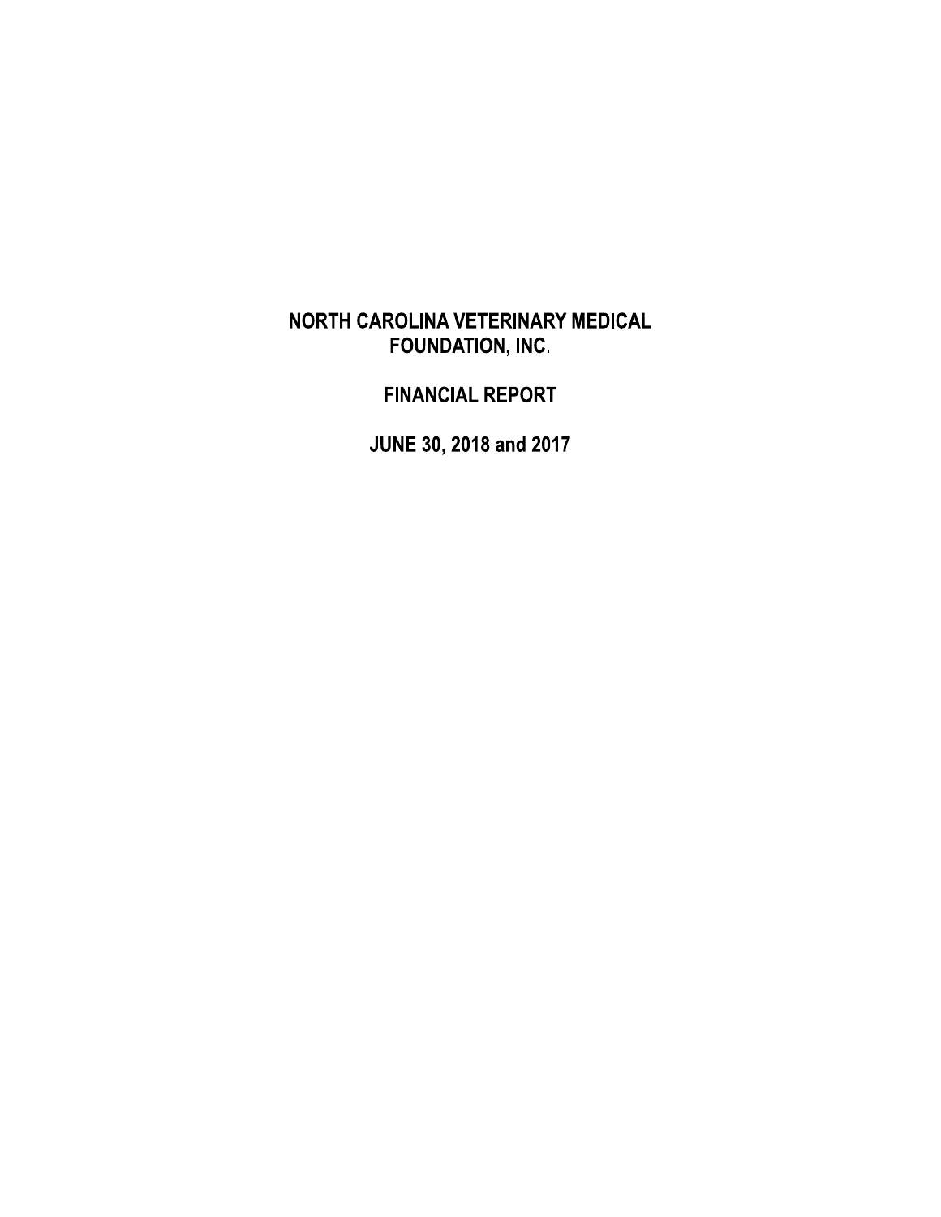# NORTH CAROLINA VETERINARY MEDICAL FOUNDATION, INC.

## FINANCIAL REPORT

## JUNE 30, 2018 and 2017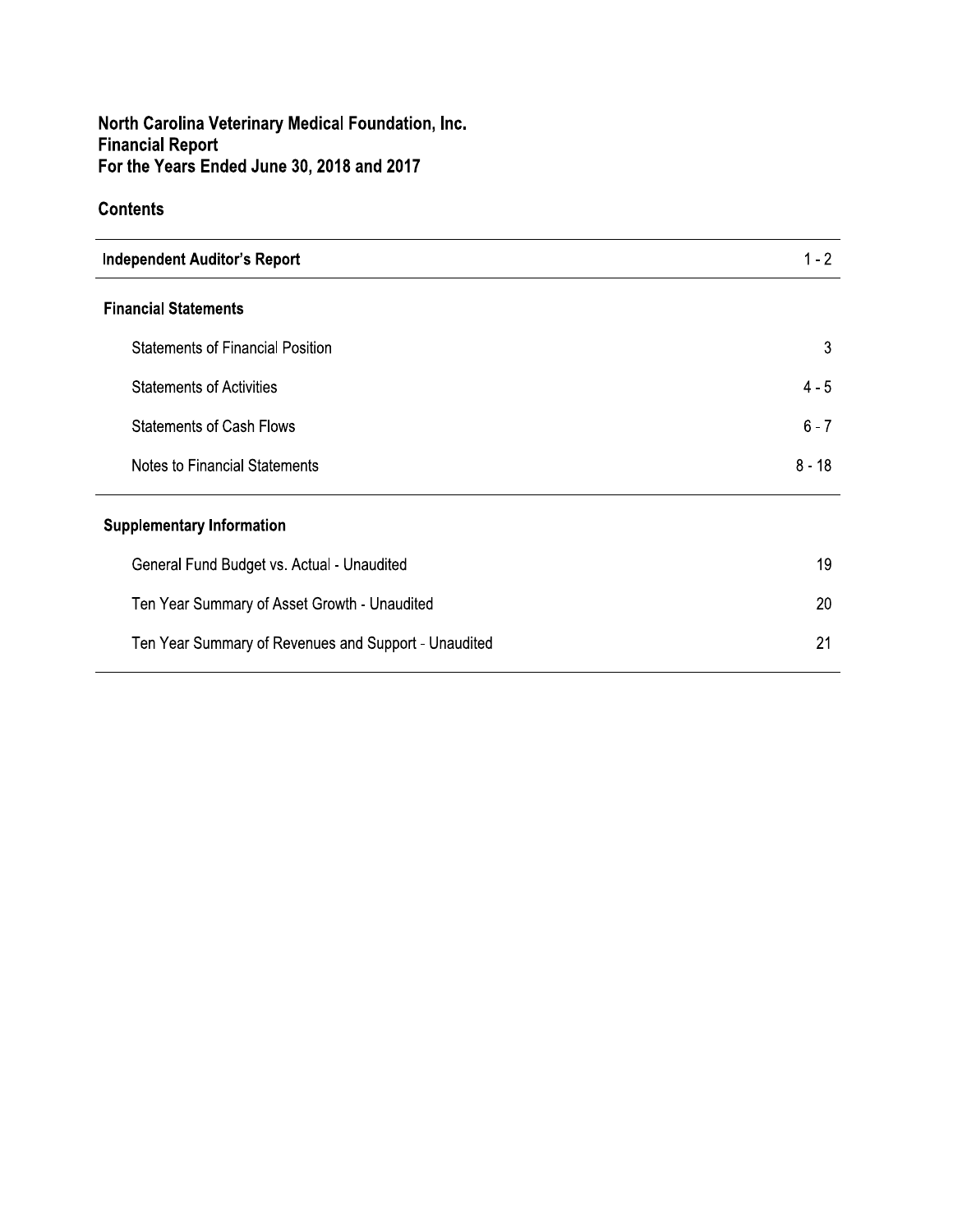# North Carolina Veterinary Medical Foundation, Inc.
# Financial Report
# For the Years Ended June 30, 2018 and 2017

## Contents

| | |
|---|---|
| **Independent Auditor's Report** | 1 - 2 |
| **Financial Statements** | |
| Statements of Financial Position | 3 |
| Statements of Activities | 4 - 5 |
| Statements of Cash Flows | 6 - 7 |
| Notes to Financial Statements | 8 - 18 |
| **Supplementary Information** | |
| General Fund Budget vs. Actual - Unaudited | 19 |
| Ten Year Summary of Asset Growth - Unaudited | 20 |
| Ten Year Summary of Revenues and Support - Unaudited | 21 |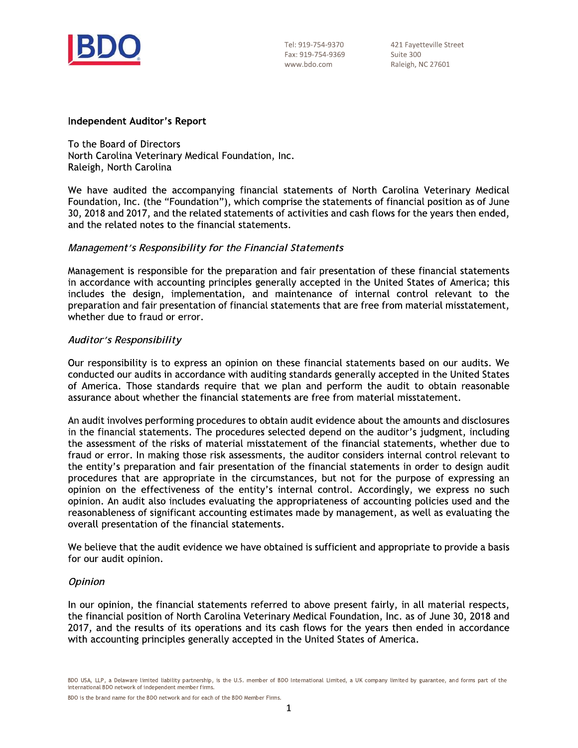Tel: 919-754-9370
Fax: 919-754-9369
www.bdo.com

421 Fayetteville Street
Suite 300
Raleigh, NC 27601

## Independent Auditor's Report

To the Board of Directors
North Carolina Veterinary Medical Foundation, Inc.
Raleigh, North Carolina

We have audited the accompanying financial statements of North Carolina Veterinary Medical Foundation, Inc. (the "Foundation"), which comprise the statements of financial position as of June 30, 2018 and 2017, and the related statements of activities and cash flows for the years then ended, and the related notes to the financial statements.

### *Management's Responsibility for the Financial Statements*

Management is responsible for the preparation and fair presentation of these financial statements in accordance with accounting principles generally accepted in the United States of America; this includes the design, implementation, and maintenance of internal control relevant to the preparation and fair presentation of financial statements that are free from material misstatement, whether due to fraud or error.

### *Auditor's Responsibility*

Our responsibility is to express an opinion on these financial statements based on our audits. We conducted our audits in accordance with auditing standards generally accepted in the United States of America. Those standards require that we plan and perform the audit to obtain reasonable assurance about whether the financial statements are free from material misstatement.

An audit involves performing procedures to obtain audit evidence about the amounts and disclosures in the financial statements. The procedures selected depend on the auditor's judgment, including the assessment of the risks of material misstatement of the financial statements, whether due to fraud or error. In making those risk assessments, the auditor considers internal control relevant to the entity's preparation and fair presentation of the financial statements in order to design audit procedures that are appropriate in the circumstances, but not for the purpose of expressing an opinion on the effectiveness of the entity's internal control. Accordingly, we express no such opinion. An audit also includes evaluating the appropriateness of accounting policies used and the reasonableness of significant accounting estimates made by management, as well as evaluating the overall presentation of the financial statements.

We believe that the audit evidence we have obtained is sufficient and appropriate to provide a basis for our audit opinion.

### *Opinion*

In our opinion, the financial statements referred to above present fairly, in all material respects, the financial position of North Carolina Veterinary Medical Foundation, Inc. as of June 30, 2018 and 2017, and the results of its operations and its cash flows for the years then ended in accordance with accounting principles generally accepted in the United States of America.

BDO USA, LLP, a Delaware limited liability partnership, is the U.S. member of BDO International Limited, a UK company limited by guarantee, and forms part of the international BDO network of independent member firms.

BDO is the brand name for the BDO network and for each of the BDO Member Firms.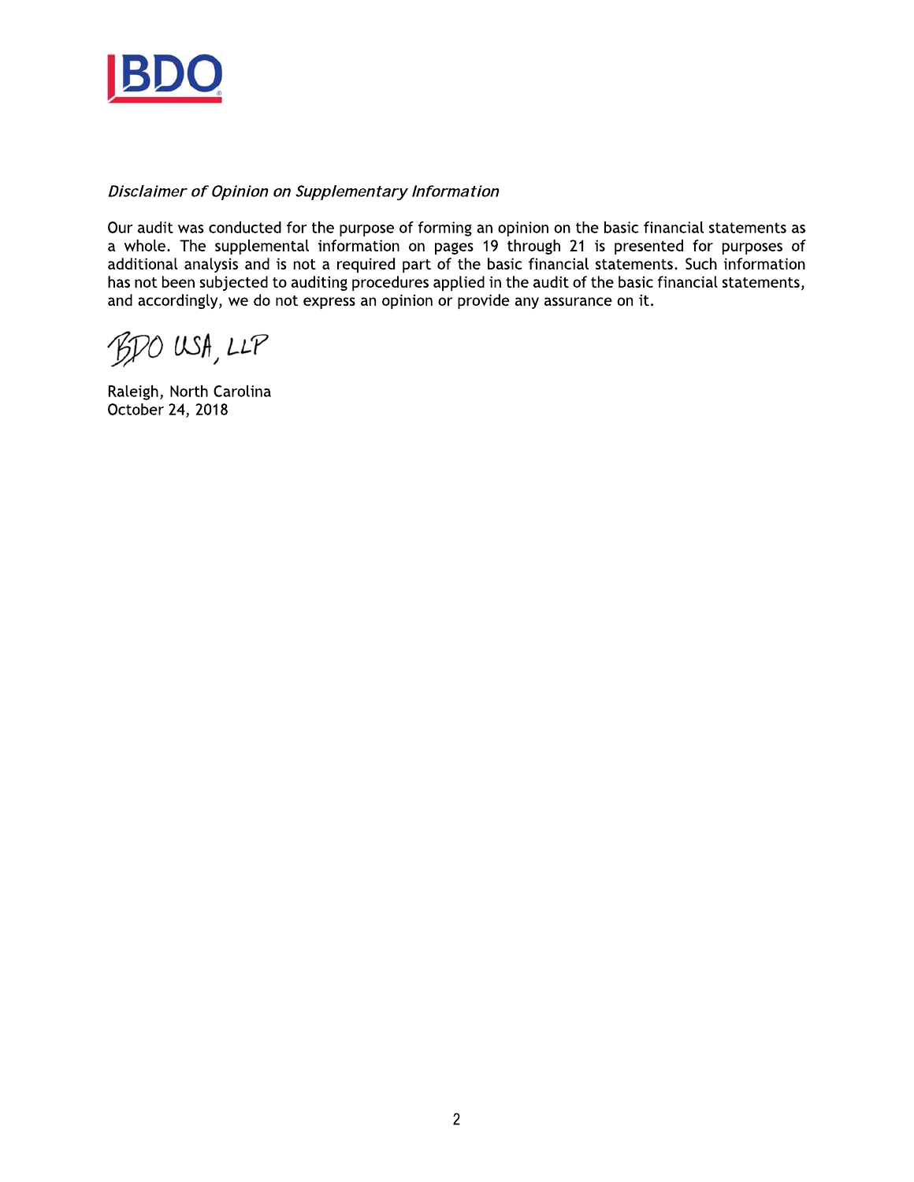*Disclaimer of Opinion on Supplementary Information*

Our audit was conducted for the purpose of forming an opinion on the basic financial statements as a whole. The supplemental information on pages 19 through 21 is presented for purposes of additional analysis and is not a required part of the basic financial statements. Such information has not been subjected to auditing procedures applied in the audit of the basic financial statements, and accordingly, we do not express an opinion or provide any assurance on it.

BDO USA, LLP

Raleigh, North Carolina
October 24, 2018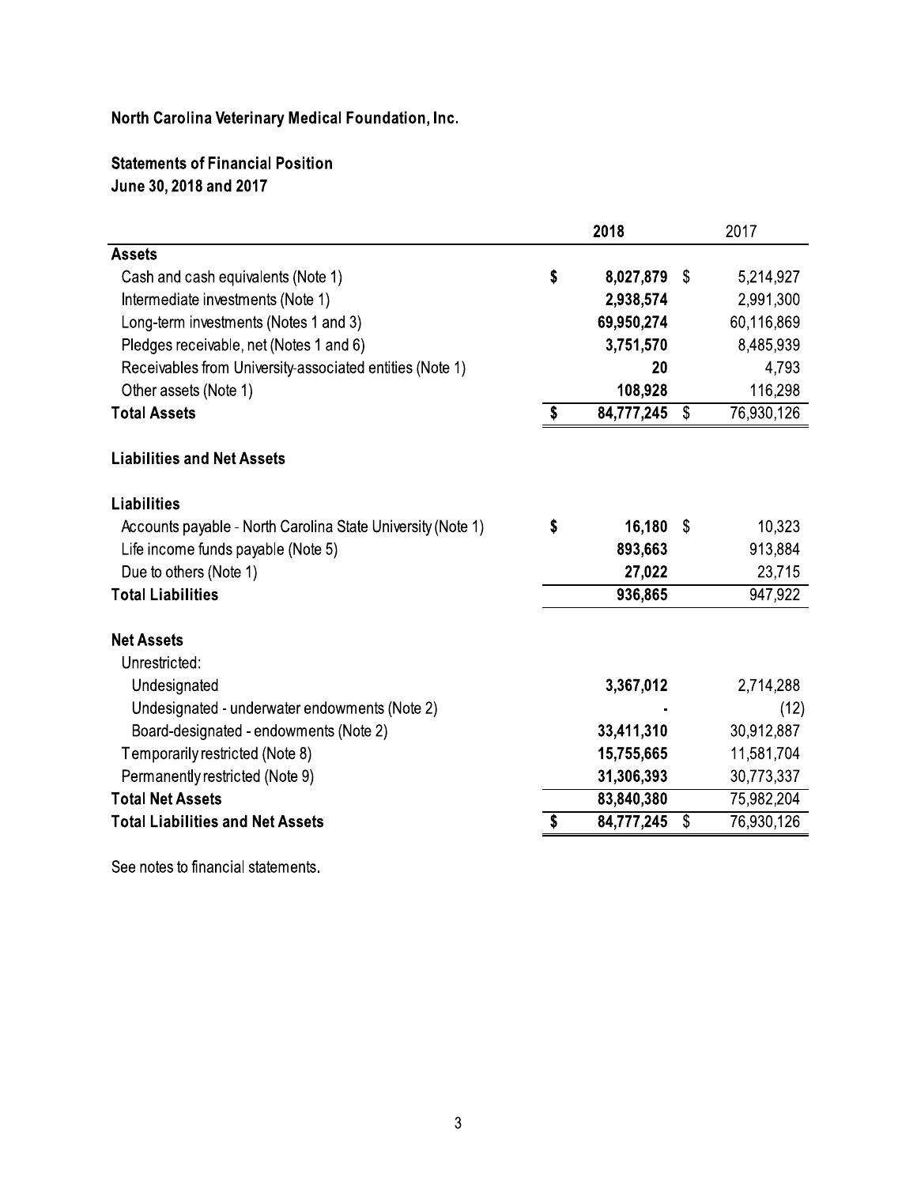**North Carolina Veterinary Medical Foundation, Inc.**

**Statements of Financial Position**
**June 30, 2018 and 2017**

| | **2018** | 2017 |
|---|---|---|
| **Assets** | | |
| Cash and cash equivalents (Note 1) | **$ 8,027,879** | $ 5,214,927 |
| Intermediate investments (Note 1) | **2,938,574** | 2,991,300 |
| Long-term investments (Notes 1 and 3) | **69,950,274** | 60,116,869 |
| Pledges receivable, net (Notes 1 and 6) | **3,751,570** | 8,485,939 |
| Receivables from University-associated entities (Note 1) | **20** | 4,793 |
| Other assets (Note 1) | **108,928** | 116,298 |
| **Total Assets** | **$ 84,777,245** | $ 76,930,126 |
| **Liabilities and Net Assets** | | |
| **Liabilities** | | |
| Accounts payable - North Carolina State University (Note 1) | **$ 16,180** | $ 10,323 |
| Life income funds payable (Note 5) | **893,663** | 913,884 |
| Due to others (Note 1) | **27,022** | 23,715 |
| **Total Liabilities** | **936,865** | 947,922 |
| **Net Assets** | | |
| Unrestricted: | | |
| Undesignated | **3,367,012** | 2,714,288 |
| Undesignated - underwater endowments (Note 2) | **-** | (12) |
| Board-designated - endowments (Note 2) | **33,411,310** | 30,912,887 |
| Temporarily restricted (Note 8) | **15,755,665** | 11,581,704 |
| Permanently restricted (Note 9) | **31,306,393** | 30,773,337 |
| **Total Net Assets** | **83,840,380** | 75,982,204 |
| **Total Liabilities and Net Assets** | **$ 84,777,245** | $ 76,930,126 |

See notes to financial statements.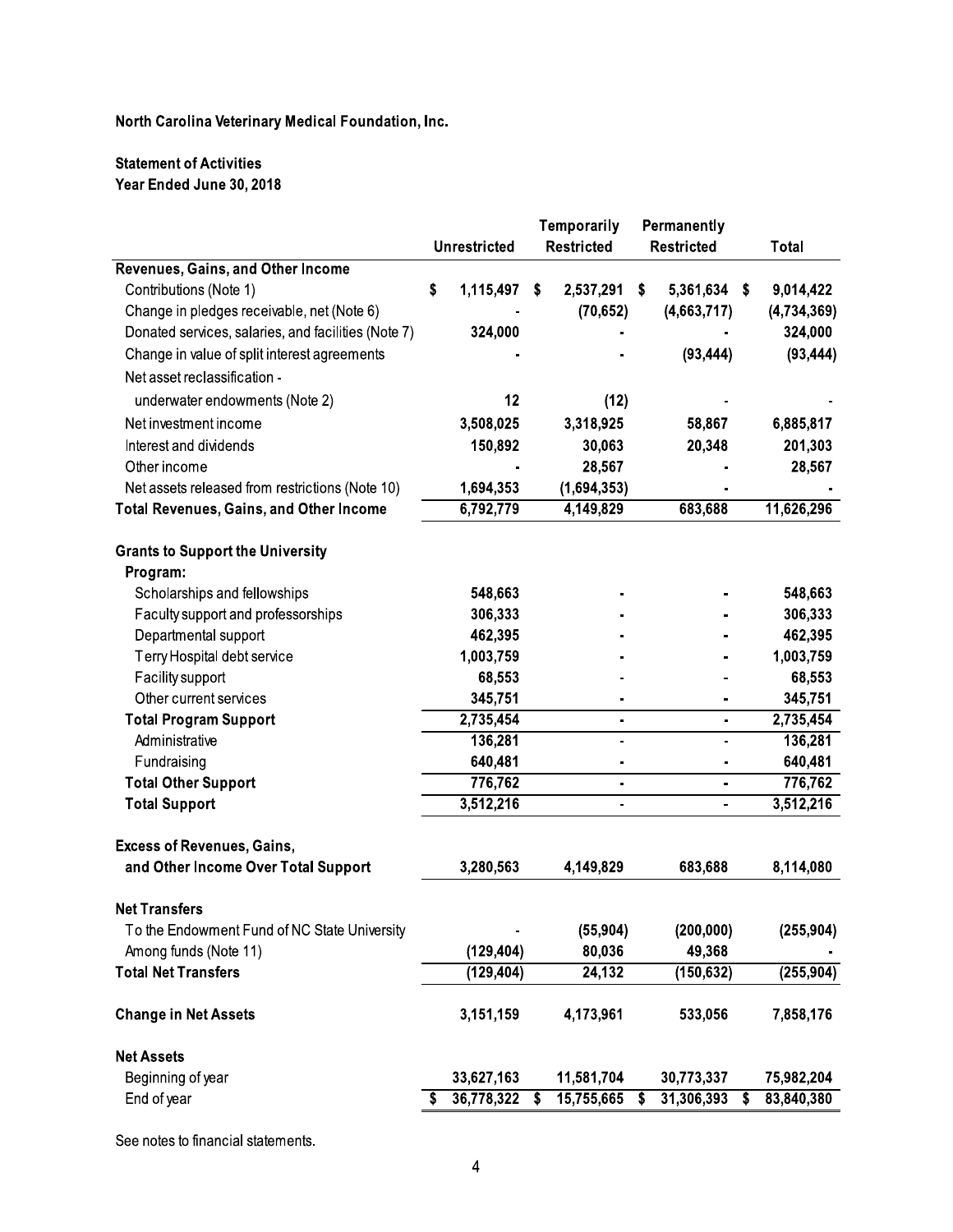**North Carolina Veterinary Medical Foundation, Inc.**

**Statement of Activities**
**Year Ended June 30, 2018**

| | Unrestricted | Temporarily Restricted | Permanently Restricted | Total |
|---|---|---|---|---|
| **Revenues, Gains, and Other Income** | | | | |
| Contributions (Note 1) | $ 1,115,497 | $ 2,537,291 | $ 5,361,634 | $ 9,014,422 |
| Change in pledges receivable, net (Note 6) | - | (70,652) | (4,663,717) | (4,734,369) |
| Donated services, salaries, and facilities (Note 7) | 324,000 | - | - | 324,000 |
| Change in value of split interest agreements | - | - | (93,444) | (93,444) |
| Net asset reclassification - | | | | |
| underwater endowments (Note 2) | 12 | (12) | - | - |
| Net investment income | 3,508,025 | 3,318,925 | 58,867 | 6,885,817 |
| Interest and dividends | 150,892 | 30,063 | 20,348 | 201,303 |
| Other income | - | 28,567 | - | 28,567 |
| Net assets released from restrictions (Note 10) | 1,694,353 | (1,694,353) | - | - |
| **Total Revenues, Gains, and Other Income** | 6,792,779 | 4,149,829 | 683,688 | 11,626,296 |
| | | | | |
| **Grants to Support the University** | | | | |
| **Program:** | | | | |
| Scholarships and fellowships | 548,663 | - | - | 548,663 |
| Faculty support and professorships | 306,333 | - | - | 306,333 |
| Departmental support | 462,395 | - | - | 462,395 |
| Terry Hospital debt service | 1,003,759 | - | - | 1,003,759 |
| Facility support | 68,553 | - | - | 68,553 |
| Other current services | 345,751 | - | - | 345,751 |
| **Total Program Support** | 2,735,454 | - | - | 2,735,454 |
| Administrative | 136,281 | - | - | 136,281 |
| Fundraising | 640,481 | - | - | 640,481 |
| **Total Other Support** | 776,762 | - | - | 776,762 |
| **Total Support** | 3,512,216 | - | - | 3,512,216 |
| | | | | |
| **Excess of Revenues, Gains, and Other Income Over Total Support** | 3,280,563 | 4,149,829 | 683,688 | 8,114,080 |
| | | | | |
| **Net Transfers** | | | | |
| To the Endowment Fund of NC State University | - | (55,904) | (200,000) | (255,904) |
| Among funds (Note 11) | (129,404) | 80,036 | 49,368 | - |
| **Total Net Transfers** | (129,404) | 24,132 | (150,632) | (255,904) |
| | | | | |
| **Change in Net Assets** | 3,151,159 | 4,173,961 | 533,056 | 7,858,176 |
| | | | | |
| **Net Assets** | | | | |
| Beginning of year | 33,627,163 | 11,581,704 | 30,773,337 | 75,982,204 |
| End of year | $ 36,778,322 | $ 15,755,665 | $ 31,306,393 | $ 83,840,380 |

See notes to financial statements.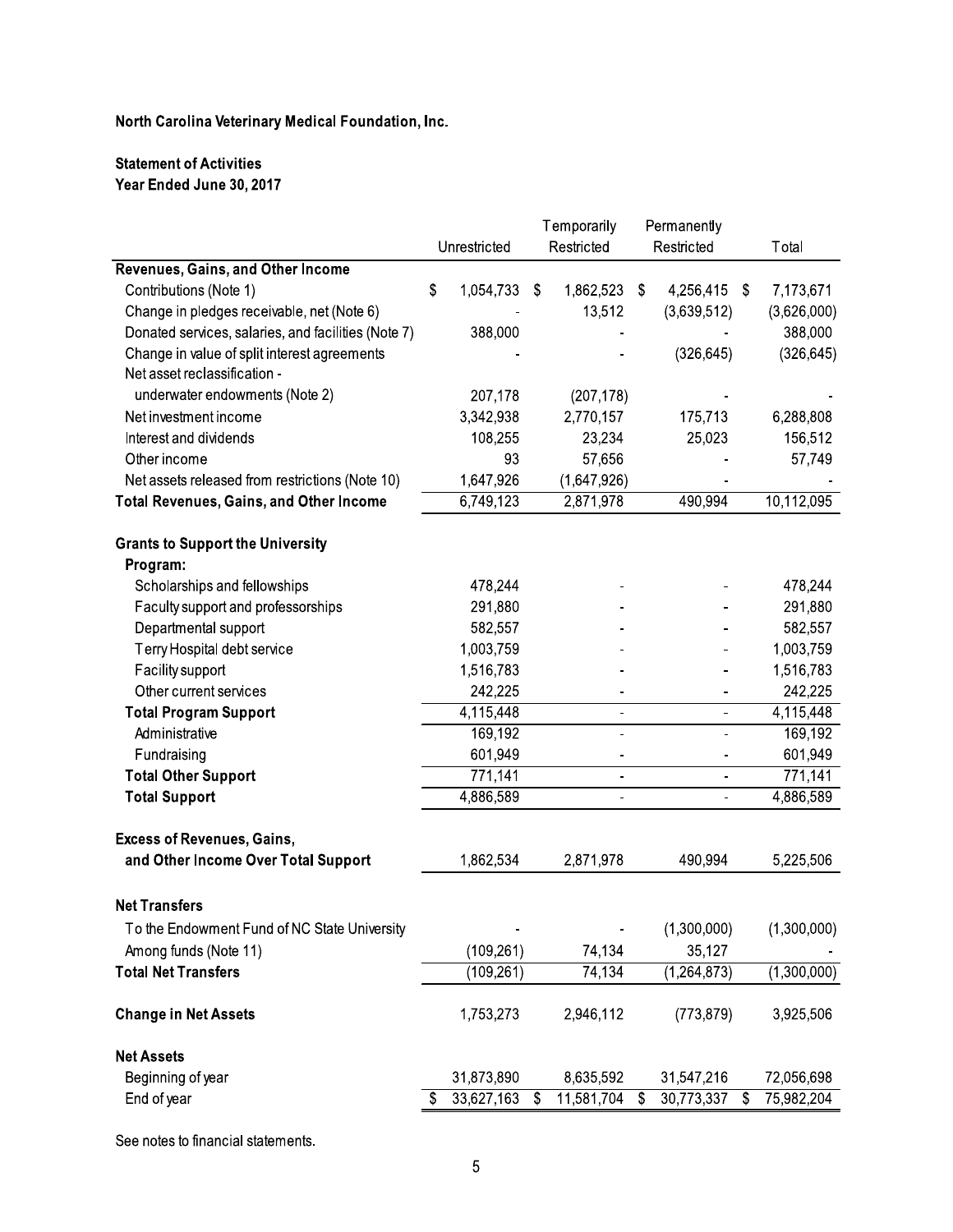**North Carolina Veterinary Medical Foundation, Inc.**

**Statement of Activities**
**Year Ended June 30, 2017**

| | Unrestricted | Temporarily Restricted | Permanently Restricted | Total |
|---|---|---|---|---|
| **Revenues, Gains, and Other Income** | | | | |
| Contributions (Note 1) | $ 1,054,733 | $ 1,862,523 | $ 4,256,415 | $ 7,173,671 |
| Change in pledges receivable, net (Note 6) | - | 13,512 | (3,639,512) | (3,626,000) |
| Donated services, salaries, and facilities (Note 7) | 388,000 | - | - | 388,000 |
| Change in value of split interest agreements | - | - | (326,645) | (326,645) |
| Net asset reclassification - underwater endowments (Note 2) | 207,178 | (207,178) | - | - |
| Net investment income | 3,342,938 | 2,770,157 | 175,713 | 6,288,808 |
| Interest and dividends | 108,255 | 23,234 | 25,023 | 156,512 |
| Other income | 93 | 57,656 | - | 57,749 |
| Net assets released from restrictions (Note 10) | 1,647,926 | (1,647,926) | - | - |
| **Total Revenues, Gains, and Other Income** | 6,749,123 | 2,871,978 | 490,994 | 10,112,095 |
| **Grants to Support the University** | | | | |
| **Program:** | | | | |
| Scholarships and fellowships | 478,244 | - | - | 478,244 |
| Faculty support and professorships | 291,880 | - | - | 291,880 |
| Departmental support | 582,557 | - | - | 582,557 |
| Terry Hospital debt service | 1,003,759 | - | - | 1,003,759 |
| Facility support | 1,516,783 | - | - | 1,516,783 |
| Other current services | 242,225 | - | - | 242,225 |
| **Total Program Support** | 4,115,448 | - | - | 4,115,448 |
| Administrative | 169,192 | - | - | 169,192 |
| Fundraising | 601,949 | - | - | 601,949 |
| **Total Other Support** | 771,141 | - | - | 771,141 |
| **Total Support** | 4,886,589 | - | - | 4,886,589 |
| **Excess of Revenues, Gains, and Other Income Over Total Support** | 1,862,534 | 2,871,978 | 490,994 | 5,225,506 |
| **Net Transfers** | | | | |
| To the Endowment Fund of NC State University | - | - | (1,300,000) | (1,300,000) |
| Among funds (Note 11) | (109,261) | 74,134 | 35,127 | - |
| **Total Net Transfers** | (109,261) | 74,134 | (1,264,873) | (1,300,000) |
| **Change in Net Assets** | 1,753,273 | 2,946,112 | (773,879) | 3,925,506 |
| **Net Assets** | | | | |
| Beginning of year | 31,873,890 | 8,635,592 | 31,547,216 | 72,056,698 |
| End of year | $ 33,627,163 | $ 11,581,704 | $ 30,773,337 | $ 75,982,204 |

See notes to financial statements.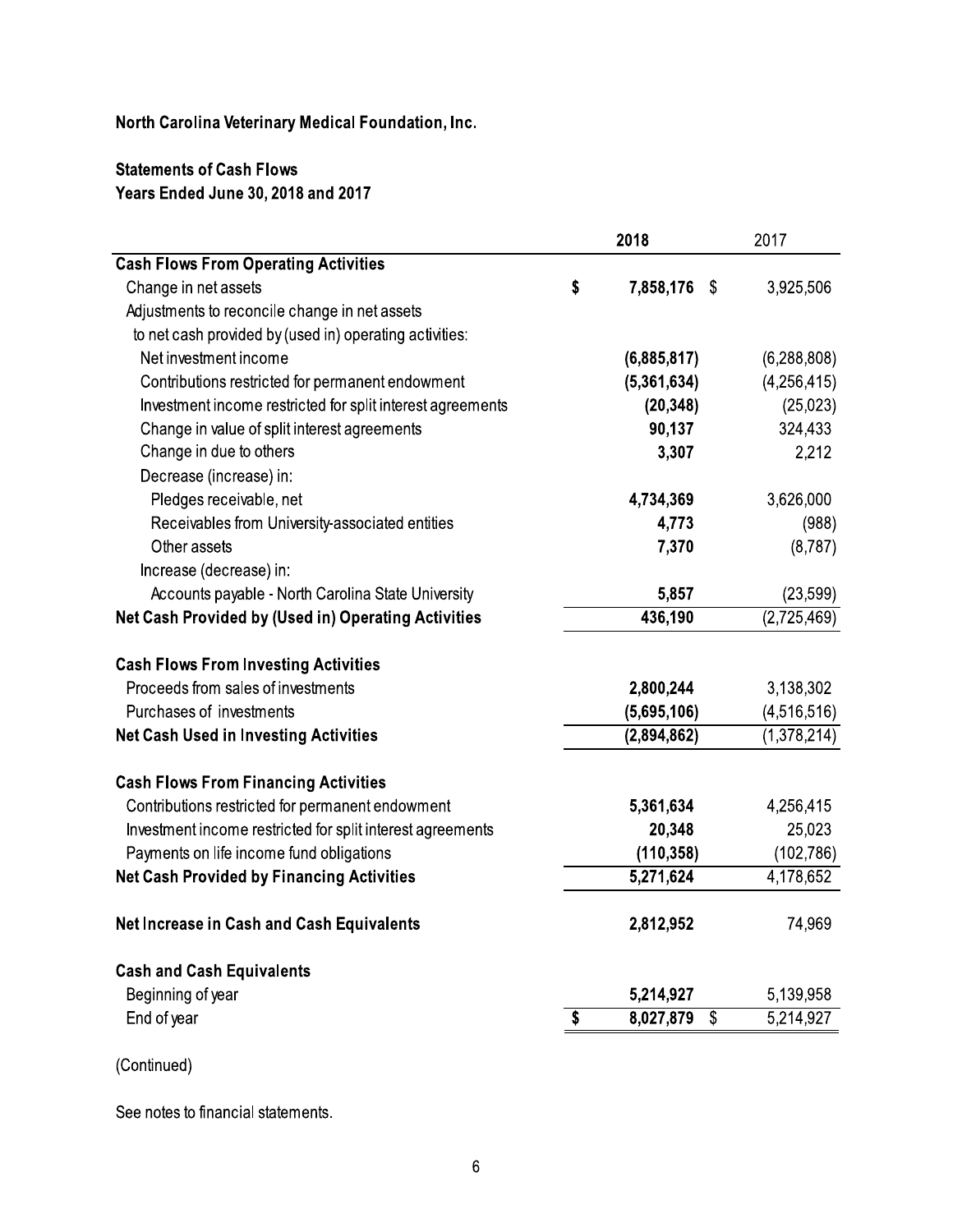**North Carolina Veterinary Medical Foundation, Inc.**

**Statements of Cash Flows**
**Years Ended June 30, 2018 and 2017**

| | 2018 | 2017 |
|---|---|---|
| **Cash Flows From Operating Activities** | | |
| Change in net assets | **$ 7,858,176** | $ 3,925,506 |
| Adjustments to reconcile change in net assets to net cash provided by (used in) operating activities: | | |
| Net investment income | **(6,885,817)** | (6,288,808) |
| Contributions restricted for permanent endowment | **(5,361,634)** | (4,256,415) |
| Investment income restricted for split interest agreements | **(20,348)** | (25,023) |
| Change in value of split interest agreements | **90,137** | 324,433 |
| Change in due to others | **3,307** | 2,212 |
| Decrease (increase) in: | | |
| Pledges receivable, net | **4,734,369** | 3,626,000 |
| Receivables from University-associated entities | **4,773** | (988) |
| Other assets | **7,370** | (8,787) |
| Increase (decrease) in: | | |
| Accounts payable - North Carolina State University | **5,857** | (23,599) |
| **Net Cash Provided by (Used in) Operating Activities** | **436,190** | (2,725,469) |
| | | |
| **Cash Flows From Investing Activities** | | |
| Proceeds from sales of investments | **2,800,244** | 3,138,302 |
| Purchases of investments | **(5,695,106)** | (4,516,516) |
| **Net Cash Used in Investing Activities** | **(2,894,862)** | (1,378,214) |
| | | |
| **Cash Flows From Financing Activities** | | |
| Contributions restricted for permanent endowment | **5,361,634** | 4,256,415 |
| Investment income restricted for split interest agreements | **20,348** | 25,023 |
| Payments on life income fund obligations | **(110,358)** | (102,786) |
| **Net Cash Provided by Financing Activities** | **5,271,624** | 4,178,652 |
| | | |
| **Net Increase in Cash and Cash Equivalents** | **2,812,952** | 74,969 |
| | | |
| **Cash and Cash Equivalents** | | |
| Beginning of year | **5,214,927** | 5,139,958 |
| End of year | **$ 8,027,879** | $ 5,214,927 |

(Continued)

See notes to financial statements.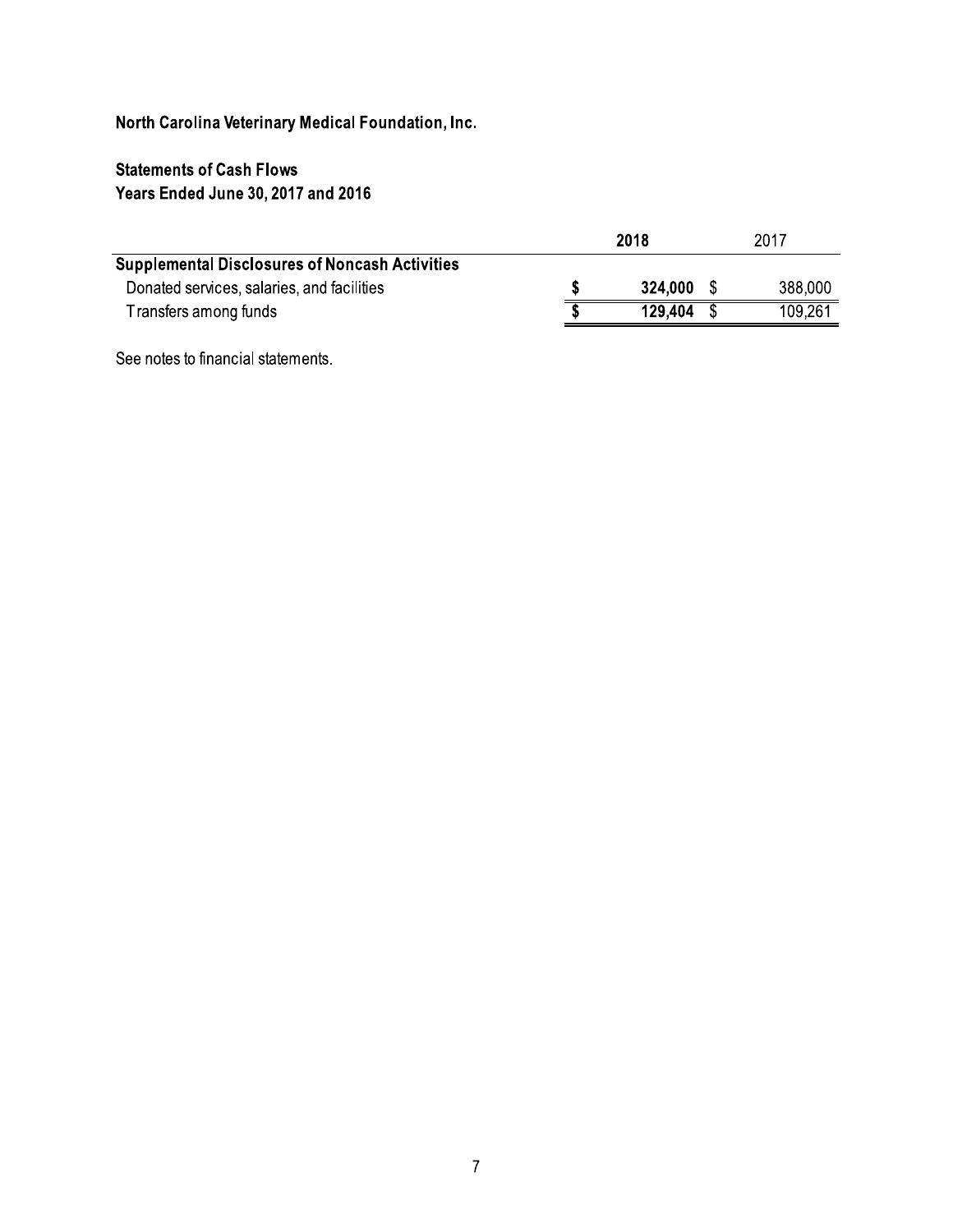# North Carolina Veterinary Medical Foundation, Inc.

## Statements of Cash Flows
## Years Ended June 30, 2017 and 2016

| | 2018 | 2017 |
|---|---|---|
| **Supplemental Disclosures of Noncash Activities** | | |
| Donated services, salaries, and facilities | **$ 324,000** | $ 388,000 |
| Transfers among funds | **$ 129,404** | $ 109,261 |

See notes to financial statements.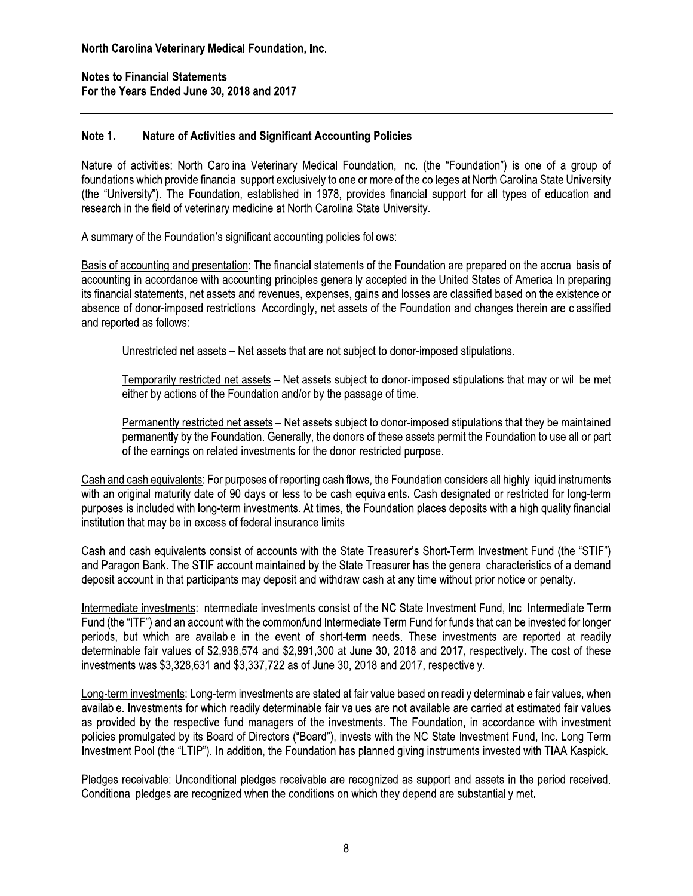**North Carolina Veterinary Medical Foundation, Inc.**

**Notes to Financial Statements**
**For the Years Ended June 30, 2018 and 2017**

## Note 1. Nature of Activities and Significant Accounting Policies

Nature of activities: North Carolina Veterinary Medical Foundation, Inc. (the "Foundation") is one of a group of foundations which provide financial support exclusively to one or more of the colleges at North Carolina State University (the "University"). The Foundation, established in 1978, provides financial support for all types of education and research in the field of veterinary medicine at North Carolina State University.

A summary of the Foundation's significant accounting policies follows:

Basis of accounting and presentation: The financial statements of the Foundation are prepared on the accrual basis of accounting in accordance with accounting principles generally accepted in the United States of America. In preparing its financial statements, net assets and revenues, expenses, gains and losses are classified based on the existence or absence of donor-imposed restrictions. Accordingly, net assets of the Foundation and changes therein are classified and reported as follows:

Unrestricted net assets – Net assets that are not subject to donor-imposed stipulations.

Temporarily restricted net assets – Net assets subject to donor-imposed stipulations that may or will be met either by actions of the Foundation and/or by the passage of time.

Permanently restricted net assets – Net assets subject to donor-imposed stipulations that they be maintained permanently by the Foundation. Generally, the donors of these assets permit the Foundation to use all or part of the earnings on related investments for the donor-restricted purpose.

Cash and cash equivalents: For purposes of reporting cash flows, the Foundation considers all highly liquid instruments with an original maturity date of 90 days or less to be cash equivalents. Cash designated or restricted for long-term purposes is included with long-term investments. At times, the Foundation places deposits with a high quality financial institution that may be in excess of federal insurance limits.

Cash and cash equivalents consist of accounts with the State Treasurer's Short-Term Investment Fund (the "STIF") and Paragon Bank. The STIF account maintained by the State Treasurer has the general characteristics of a demand deposit account in that participants may deposit and withdraw cash at any time without prior notice or penalty.

Intermediate investments: Intermediate investments consist of the NC State Investment Fund, Inc. Intermediate Term Fund (the "ITF") and an account with the commonfund Intermediate Term Fund for funds that can be invested for longer periods, but which are available in the event of short-term needs. These investments are reported at readily determinable fair values of $2,938,574 and $2,991,300 at June 30, 2018 and 2017, respectively. The cost of these investments was $3,328,631 and $3,337,722 as of June 30, 2018 and 2017, respectively.

Long-term investments: Long-term investments are stated at fair value based on readily determinable fair values, when available. Investments for which readily determinable fair values are not available are carried at estimated fair values as provided by the respective fund managers of the investments. The Foundation, in accordance with investment policies promulgated by its Board of Directors ("Board"), invests with the NC State Investment Fund, Inc. Long Term Investment Pool (the "LTIP"). In addition, the Foundation has planned giving instruments invested with TIAA Kaspick.

Pledges receivable: Unconditional pledges receivable are recognized as support and assets in the period received. Conditional pledges are recognized when the conditions on which they depend are substantially met.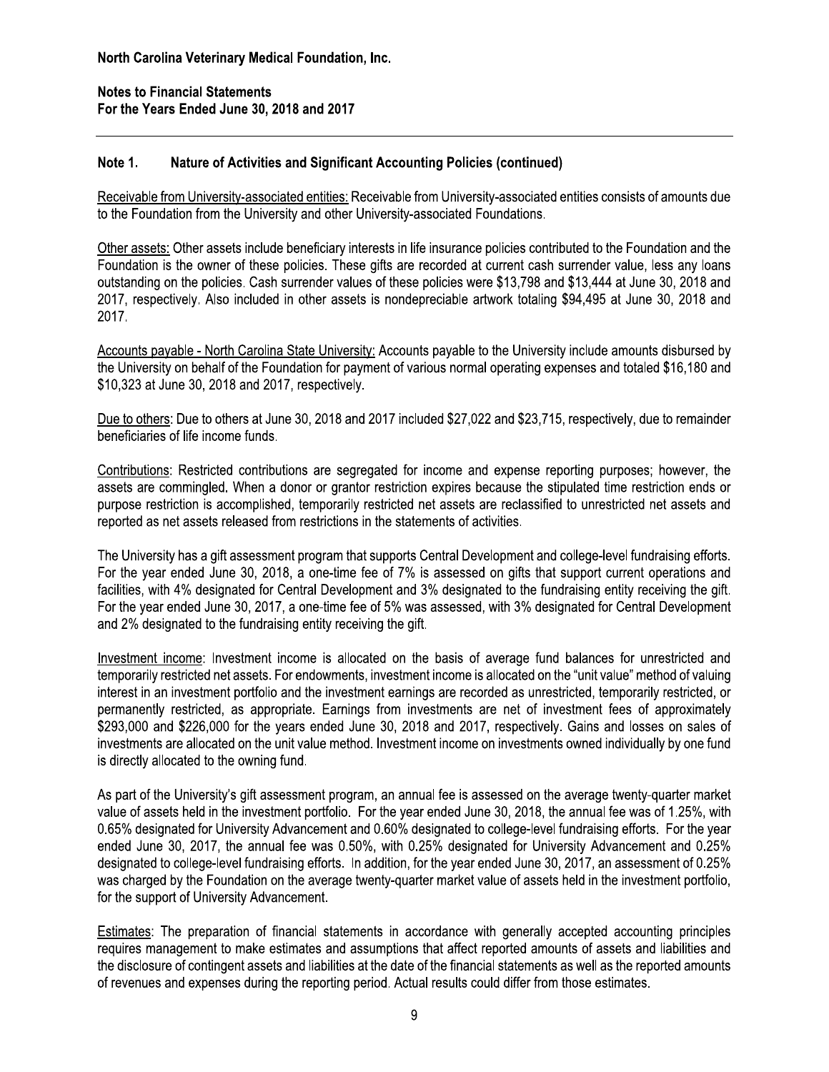North Carolina Veterinary Medical Foundation, Inc.

Notes to Financial Statements
For the Years Ended June 30, 2018 and 2017

## Note 1. Nature of Activities and Significant Accounting Policies (continued)

Receivable from University-associated entities: Receivable from University-associated entities consists of amounts due to the Foundation from the University and other University-associated Foundations.

Other assets: Other assets include beneficiary interests in life insurance policies contributed to the Foundation and the Foundation is the owner of these policies. These gifts are recorded at current cash surrender value, less any loans outstanding on the policies. Cash surrender values of these policies were $13,798 and $13,444 at June 30, 2018 and 2017, respectively. Also included in other assets is nondepreciable artwork totaling $94,495 at June 30, 2018 and 2017.

Accounts payable - North Carolina State University: Accounts payable to the University include amounts disbursed by the University on behalf of the Foundation for payment of various normal operating expenses and totaled $16,180 and $10,323 at June 30, 2018 and 2017, respectively.

Due to others: Due to others at June 30, 2018 and 2017 included $27,022 and $23,715, respectively, due to remainder beneficiaries of life income funds.

Contributions: Restricted contributions are segregated for income and expense reporting purposes; however, the assets are commingled. When a donor or grantor restriction expires because the stipulated time restriction ends or purpose restriction is accomplished, temporarily restricted net assets are reclassified to unrestricted net assets and reported as net assets released from restrictions in the statements of activities.

The University has a gift assessment program that supports Central Development and college-level fundraising efforts. For the year ended June 30, 2018, a one-time fee of 7% is assessed on gifts that support current operations and facilities, with 4% designated for Central Development and 3% designated to the fundraising entity receiving the gift. For the year ended June 30, 2017, a one-time fee of 5% was assessed, with 3% designated for Central Development and 2% designated to the fundraising entity receiving the gift.

Investment income: Investment income is allocated on the basis of average fund balances for unrestricted and temporarily restricted net assets. For endowments, investment income is allocated on the "unit value" method of valuing interest in an investment portfolio and the investment earnings are recorded as unrestricted, temporarily restricted, or permanently restricted, as appropriate. Earnings from investments are net of investment fees of approximately $293,000 and $226,000 for the years ended June 30, 2018 and 2017, respectively. Gains and losses on sales of investments are allocated on the unit value method. Investment income on investments owned individually by one fund is directly allocated to the owning fund.

As part of the University's gift assessment program, an annual fee is assessed on the average twenty-quarter market value of assets held in the investment portfolio. For the year ended June 30, 2018, the annual fee was of 1.25%, with 0.65% designated for University Advancement and 0.60% designated to college-level fundraising efforts. For the year ended June 30, 2017, the annual fee was 0.50%, with 0.25% designated for University Advancement and 0.25% designated to college-level fundraising efforts. In addition, for the year ended June 30, 2017, an assessment of 0.25% was charged by the Foundation on the average twenty-quarter market value of assets held in the investment portfolio, for the support of University Advancement.

Estimates: The preparation of financial statements in accordance with generally accepted accounting principles requires management to make estimates and assumptions that affect reported amounts of assets and liabilities and the disclosure of contingent assets and liabilities at the date of the financial statements as well as the reported amounts of revenues and expenses during the reporting period. Actual results could differ from those estimates.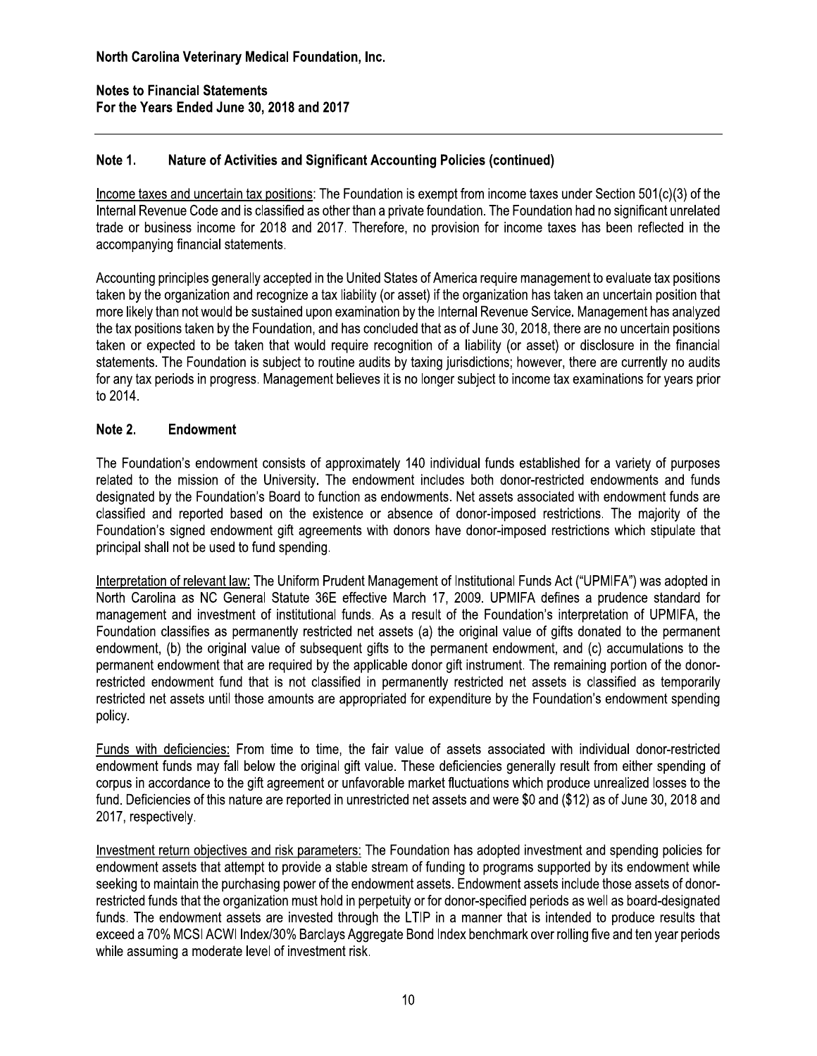**North Carolina Veterinary Medical Foundation, Inc.**

**Notes to Financial Statements**
**For the Years Ended June 30, 2018 and 2017**

## Note 1. Nature of Activities and Significant Accounting Policies (continued)

Income taxes and uncertain tax positions: The Foundation is exempt from income taxes under Section 501(c)(3) of the Internal Revenue Code and is classified as other than a private foundation. The Foundation had no significant unrelated trade or business income for 2018 and 2017. Therefore, no provision for income taxes has been reflected in the accompanying financial statements.

Accounting principles generally accepted in the United States of America require management to evaluate tax positions taken by the organization and recognize a tax liability (or asset) if the organization has taken an uncertain position that more likely than not would be sustained upon examination by the Internal Revenue Service. Management has analyzed the tax positions taken by the Foundation, and has concluded that as of June 30, 2018, there are no uncertain positions taken or expected to be taken that would require recognition of a liability (or asset) or disclosure in the financial statements. The Foundation is subject to routine audits by taxing jurisdictions; however, there are currently no audits for any tax periods in progress. Management believes it is no longer subject to income tax examinations for years prior to 2014.

## Note 2. Endowment

The Foundation's endowment consists of approximately 140 individual funds established for a variety of purposes related to the mission of the University. The endowment includes both donor-restricted endowments and funds designated by the Foundation's Board to function as endowments. Net assets associated with endowment funds are classified and reported based on the existence or absence of donor-imposed restrictions. The majority of the Foundation's signed endowment gift agreements with donors have donor-imposed restrictions which stipulate that principal shall not be used to fund spending.

Interpretation of relevant law: The Uniform Prudent Management of Institutional Funds Act ("UPMIFA") was adopted in North Carolina as NC General Statute 36E effective March 17, 2009. UPMIFA defines a prudence standard for management and investment of institutional funds. As a result of the Foundation's interpretation of UPMIFA, the Foundation classifies as permanently restricted net assets (a) the original value of gifts donated to the permanent endowment, (b) the original value of subsequent gifts to the permanent endowment, and (c) accumulations to the permanent endowment that are required by the applicable donor gift instrument. The remaining portion of the donor-restricted endowment fund that is not classified in permanently restricted net assets is classified as temporarily restricted net assets until those amounts are appropriated for expenditure by the Foundation's endowment spending policy.

Funds with deficiencies: From time to time, the fair value of assets associated with individual donor-restricted endowment funds may fall below the original gift value. These deficiencies generally result from either spending of corpus in accordance to the gift agreement or unfavorable market fluctuations which produce unrealized losses to the fund. Deficiencies of this nature are reported in unrestricted net assets and were $0 and ($12) as of June 30, 2018 and 2017, respectively.

Investment return objectives and risk parameters: The Foundation has adopted investment and spending policies for endowment assets that attempt to provide a stable stream of funding to programs supported by its endowment while seeking to maintain the purchasing power of the endowment assets. Endowment assets include those assets of donor-restricted funds that the organization must hold in perpetuity or for donor-specified periods as well as board-designated funds. The endowment assets are invested through the LTIP in a manner that is intended to produce results that exceed a 70% MCSI ACWI Index/30% Barclays Aggregate Bond Index benchmark over rolling five and ten year periods while assuming a moderate level of investment risk.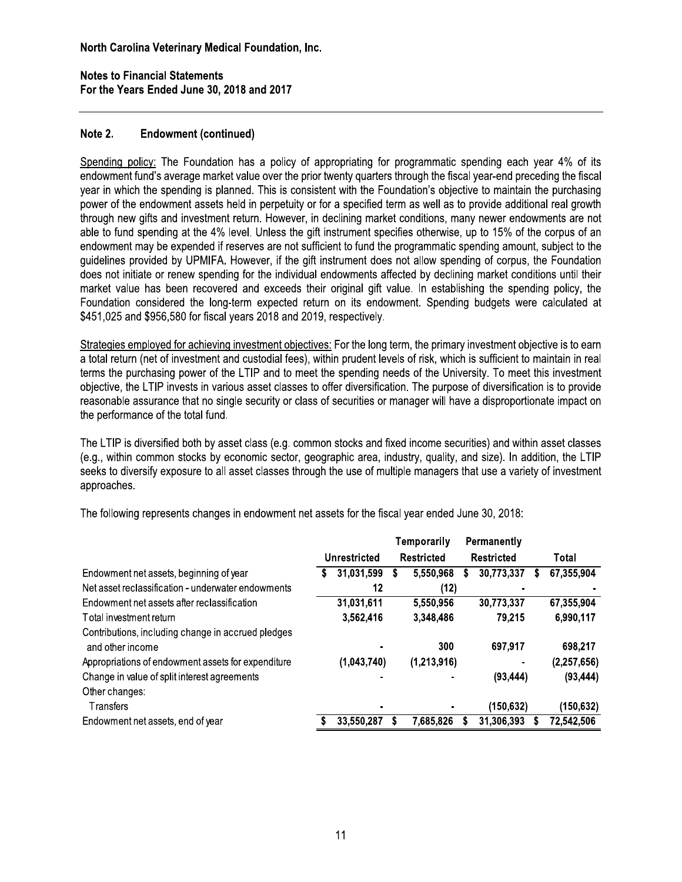North Carolina Veterinary Medical Foundation, Inc.

Notes to Financial Statements
For the Years Ended June 30, 2018 and 2017

## Note 2. Endowment (continued)

Spending policy: The Foundation has a policy of appropriating for programmatic spending each year 4% of its endowment fund's average market value over the prior twenty quarters through the fiscal year-end preceding the fiscal year in which the spending is planned. This is consistent with the Foundation's objective to maintain the purchasing power of the endowment assets held in perpetuity or for a specified term as well as to provide additional real growth through new gifts and investment return. However, in declining market conditions, many newer endowments are not able to fund spending at the 4% level. Unless the gift instrument specifies otherwise, up to 15% of the corpus of an endowment may be expended if reserves are not sufficient to fund the programmatic spending amount, subject to the guidelines provided by UPMIFA. However, if the gift instrument does not allow spending of corpus, the Foundation does not initiate or renew spending for the individual endowments affected by declining market conditions until their market value has been recovered and exceeds their original gift value. In establishing the spending policy, the Foundation considered the long-term expected return on its endowment. Spending budgets were calculated at $451,025 and $956,580 for fiscal years 2018 and 2019, respectively.

Strategies employed for achieving investment objectives: For the long term, the primary investment objective is to earn a total return (net of investment and custodial fees), within prudent levels of risk, which is sufficient to maintain in real terms the purchasing power of the LTIP and to meet the spending needs of the University. To meet this investment objective, the LTIP invests in various asset classes to offer diversification. The purpose of diversification is to provide reasonable assurance that no single security or class of securities or manager will have a disproportionate impact on the performance of the total fund.

The LTIP is diversified both by asset class (e.g. common stocks and fixed income securities) and within asset classes (e.g., within common stocks by economic sector, geographic area, industry, quality, and size). In addition, the LTIP seeks to diversify exposure to all asset classes through the use of multiple managers that use a variety of investment approaches.

The following represents changes in endowment net assets for the fiscal year ended June 30, 2018:

| | Unrestricted | Temporarily Restricted | Permanently Restricted | Total |
|---|---|---|---|---|
| Endowment net assets, beginning of year | $ 31,031,599 | $ 5,550,968 | $ 30,773,337 | $ 67,355,904 |
| Net asset reclassification - underwater endowments | 12 | (12) | - | - |
| Endowment net assets after reclassification | 31,031,611 | 5,550,956 | 30,773,337 | 67,355,904 |
| Total investment return | 3,562,416 | 3,348,486 | 79,215 | 6,990,117 |
| Contributions, including change in accrued pledges and other income | - | 300 | 697,917 | 698,217 |
| Appropriations of endowment assets for expenditure | (1,043,740) | (1,213,916) | - | (2,257,656) |
| Change in value of split interest agreements | - | - | (93,444) | (93,444) |
| Other changes: | | | | |
| Transfers | - | - | (150,632) | (150,632) |
| Endowment net assets, end of year | $ 33,550,287 | $ 7,685,826 | $ 31,306,393 | $ 72,542,506 |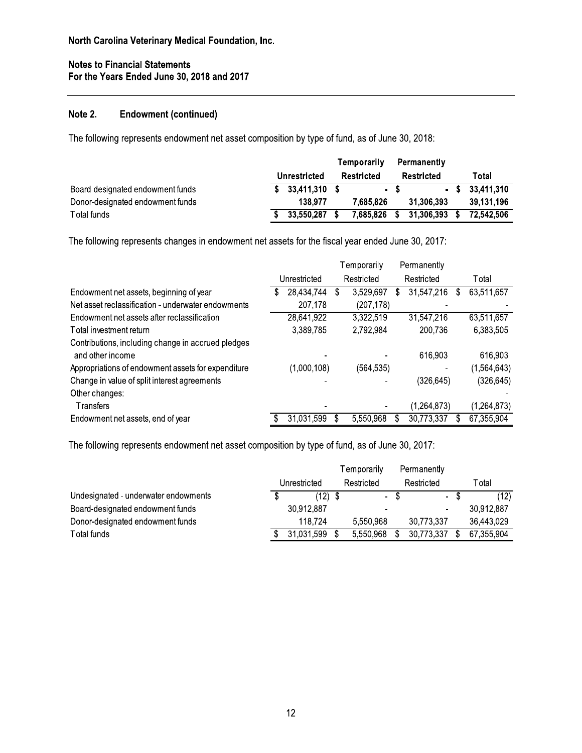North Carolina Veterinary Medical Foundation, Inc.

Notes to Financial Statements
For the Years Ended June 30, 2018 and 2017

## Note 2. Endowment (continued)

The following represents endowment net asset composition by type of fund, as of June 30, 2018:

| | Unrestricted | Temporarily Restricted | Permanently Restricted | Total |
|---|---|---|---|---|
| Board-designated endowment funds | $ 33,411,310 | $ - | $ - | $ 33,411,310 |
| Donor-designated endowment funds | 138,977 | 7,685,826 | 31,306,393 | 39,131,196 |
| Total funds | $ 33,550,287 | $ 7,685,826 | $ 31,306,393 | $ 72,542,506 |

The following represents changes in endowment net assets for the fiscal year ended June 30, 2017:

| | Unrestricted | Temporarily Restricted | Permanently Restricted | Total |
|---|---|---|---|---|
| Endowment net assets, beginning of year | $ 28,434,744 | $ 3,529,697 | $ 31,547,216 | $ 63,511,657 |
| Net asset reclassification - underwater endowments | 207,178 | (207,178) | - | - |
| Endowment net assets after reclassification | 28,641,922 | 3,322,519 | 31,547,216 | 63,511,657 |
| Total investment return | 3,389,785 | 2,792,984 | 200,736 | 6,383,505 |
| Contributions, including change in accrued pledges and other income | - | - | 616,903 | 616,903 |
| Appropriations of endowment assets for expenditure | (1,000,108) | (564,535) | - | (1,564,643) |
| Change in value of split interest agreements | - | - | (326,645) | (326,645) |
| Other changes: | | | | - |
| Transfers | - | - | (1,264,873) | (1,264,873) |
| Endowment net assets, end of year | $ 31,031,599 | $ 5,550,968 | $ 30,773,337 | $ 67,355,904 |

The following represents endowment net asset composition by type of fund, as of June 30, 2017:

| | Unrestricted | Temporarily Restricted | Permanently Restricted | Total |
|---|---|---|---|---|
| Undesignated - underwater endowments | $ (12) | $ - | $ - | $ (12) |
| Board-designated endowment funds | 30,912,887 | - | - | 30,912,887 |
| Donor-designated endowment funds | 118,724 | 5,550,968 | 30,773,337 | 36,443,029 |
| Total funds | $ 31,031,599 | $ 5,550,968 | $ 30,773,337 | $ 67,355,904 |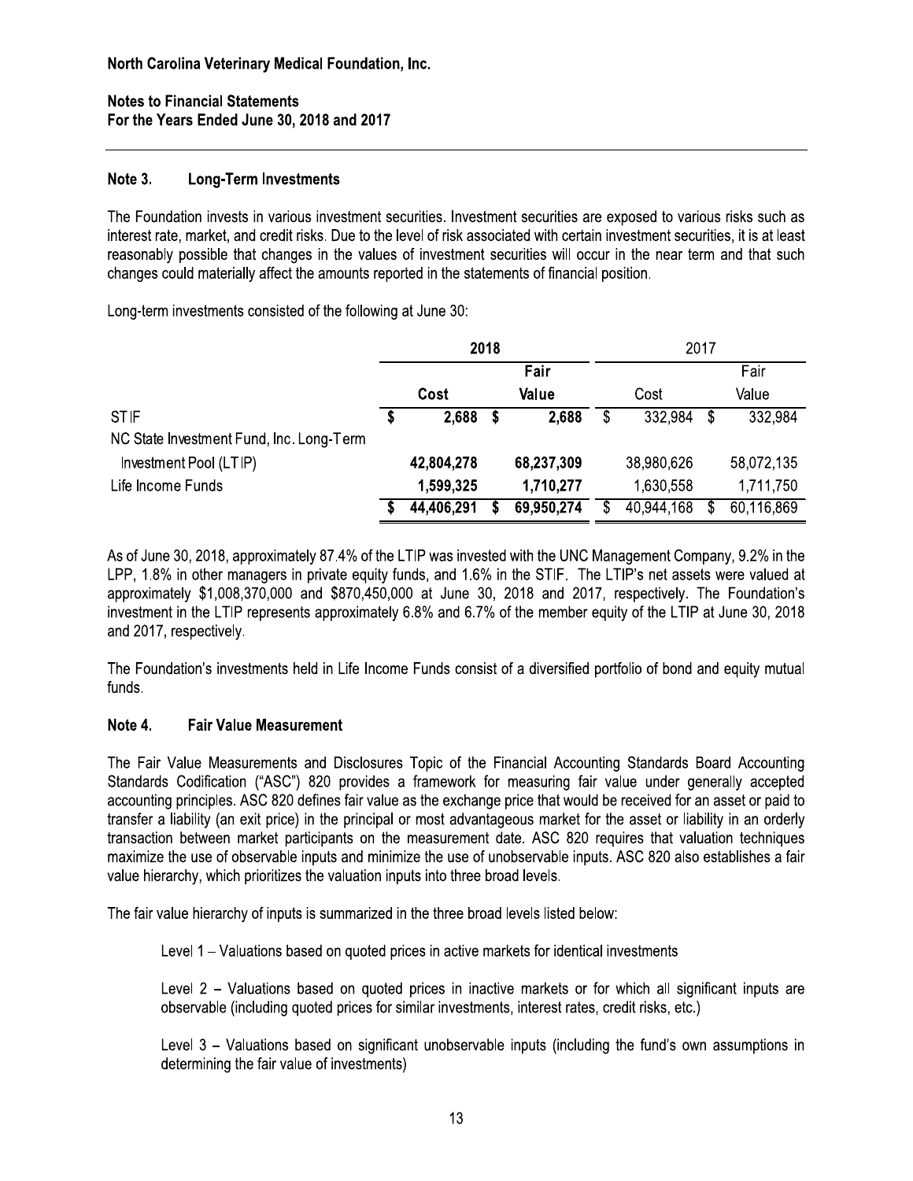**North Carolina Veterinary Medical Foundation, Inc.**

**Notes to Financial Statements**
**For the Years Ended June 30, 2018 and 2017**

## Note 3. Long-Term Investments

The Foundation invests in various investment securities. Investment securities are exposed to various risks such as interest rate, market, and credit risks. Due to the level of risk associated with certain investment securities, it is at least reasonably possible that changes in the values of investment securities will occur in the near term and that such changes could materially affect the amounts reported in the statements of financial position.

Long-term investments consisted of the following at June 30:

| | **2018** | | 2017 | |
|---|---|---|---|---|
| | **Cost** | **Fair Value** | Cost | Fair Value |
| STIF | **$ 2,688** | **$ 2,688** | $ 332,984 | $ 332,984 |
| NC State Investment Fund, Inc. Long-Term Investment Pool (LTIP) | **42,804,278** | **68,237,309** | 38,980,626 | 58,072,135 |
| Life Income Funds | **1,599,325** | **1,710,277** | 1,630,558 | 1,711,750 |
| | **$ 44,406,291** | **$ 69,950,274** | $ 40,944,168 | $ 60,116,869 |

As of June 30, 2018, approximately 87.4% of the LTIP was invested with the UNC Management Company, 9.2% in the LPP, 1.8% in other managers in private equity funds, and 1.6% in the STIF. The LTIP's net assets were valued at approximately $1,008,370,000 and $870,450,000 at June 30, 2018 and 2017, respectively. The Foundation's investment in the LTIP represents approximately 6.8% and 6.7% of the member equity of the LTIP at June 30, 2018 and 2017, respectively.

The Foundation's investments held in Life Income Funds consist of a diversified portfolio of bond and equity mutual funds.

## Note 4. Fair Value Measurement

The Fair Value Measurements and Disclosures Topic of the Financial Accounting Standards Board Accounting Standards Codification ("ASC") 820 provides a framework for measuring fair value under generally accepted accounting principles. ASC 820 defines fair value as the exchange price that would be received for an asset or paid to transfer a liability (an exit price) in the principal or most advantageous market for the asset or liability in an orderly transaction between market participants on the measurement date. ASC 820 requires that valuation techniques maximize the use of observable inputs and minimize the use of unobservable inputs. ASC 820 also establishes a fair value hierarchy, which prioritizes the valuation inputs into three broad levels.

The fair value hierarchy of inputs is summarized in the three broad levels listed below:

Level 1 – Valuations based on quoted prices in active markets for identical investments

Level 2 – Valuations based on quoted prices in inactive markets or for which all significant inputs are observable (including quoted prices for similar investments, interest rates, credit risks, etc.)

Level 3 – Valuations based on significant unobservable inputs (including the fund's own assumptions in determining the fair value of investments)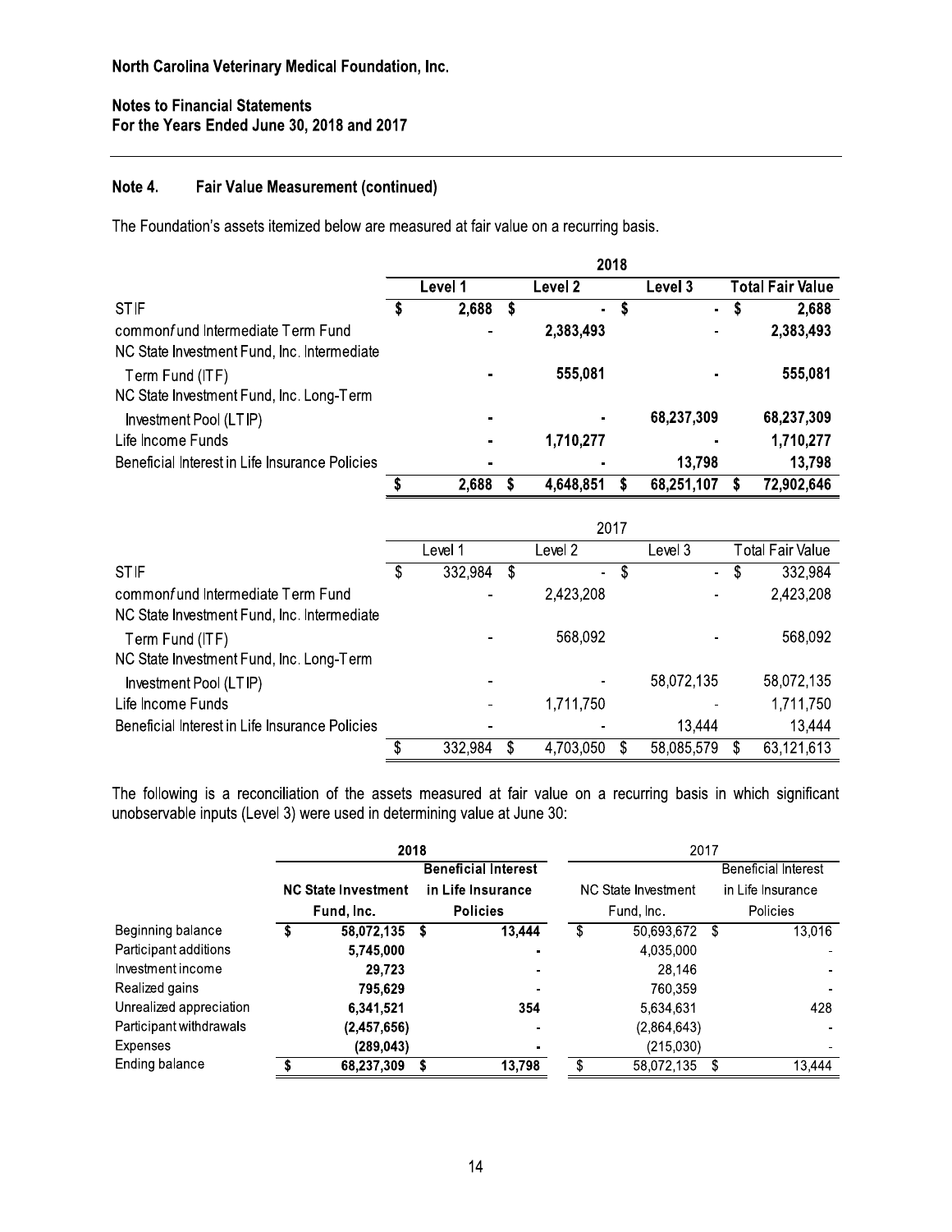North Carolina Veterinary Medical Foundation, Inc.

Notes to Financial Statements
For the Years Ended June 30, 2018 and 2017

## Note 4. Fair Value Measurement (continued)

The Foundation's assets itemized below are measured at fair value on a recurring basis.

| | 2018 | | | |
|---|---|---|---|---|
| | Level 1 | Level 2 | Level 3 | Total Fair Value |
| STIF | $ 2,688 | $ - | $ - | $ 2,688 |
| commonfund Intermediate Term Fund | - | 2,383,493 | - | 2,383,493 |
| NC State Investment Fund, Inc. Intermediate Term Fund (ITF) | - | 555,081 | - | 555,081 |
| NC State Investment Fund, Inc. Long-Term Investment Pool (LTIP) | - | - | 68,237,309 | 68,237,309 |
| Life Income Funds | - | 1,710,277 | - | 1,710,277 |
| Beneficial Interest in Life Insurance Policies | - | - | 13,798 | 13,798 |
| | $ 2,688 | $ 4,648,851 | $ 68,251,107 | $ 72,902,646 |

| | 2017 | | | |
|---|---|---|---|---|
| | Level 1 | Level 2 | Level 3 | Total Fair Value |
| STIF | $ 332,984 | $ - | $ - | $ 332,984 |
| commonfund Intermediate Term Fund | - | 2,423,208 | - | 2,423,208 |
| NC State Investment Fund, Inc. Intermediate Term Fund (ITF) | - | 568,092 | - | 568,092 |
| NC State Investment Fund, Inc. Long-Term Investment Pool (LTIP) | - | - | 58,072,135 | 58,072,135 |
| Life Income Funds | - | 1,711,750 | - | 1,711,750 |
| Beneficial Interest in Life Insurance Policies | - | - | 13,444 | 13,444 |
| | $ 332,984 | $ 4,703,050 | $ 58,085,579 | $ 63,121,613 |

The following is a reconciliation of the assets measured at fair value on a recurring basis in which significant unobservable inputs (Level 3) were used in determining value at June 30:

| | 2018 | | 2017 | |
|---|---|---|---|---|
| | NC State Investment Fund, Inc. | Beneficial Interest in Life Insurance Policies | NC State Investment Fund, Inc. | Beneficial Interest in Life Insurance Policies |
| Beginning balance | $ 58,072,135 | $ 13,444 | $ 50,693,672 | $ 13,016 |
| Participant additions | 5,745,000 | - | 4,035,000 | - |
| Investment income | 29,723 | - | 28,146 | - |
| Realized gains | 795,629 | - | 760,359 | - |
| Unrealized appreciation | 6,341,521 | 354 | 5,634,631 | 428 |
| Participant withdrawals | (2,457,656) | - | (2,864,643) | - |
| Expenses | (289,043) | - | (215,030) | - |
| Ending balance | $ 68,237,309 | $ 13,798 | $ 58,072,135 | $ 13,444 |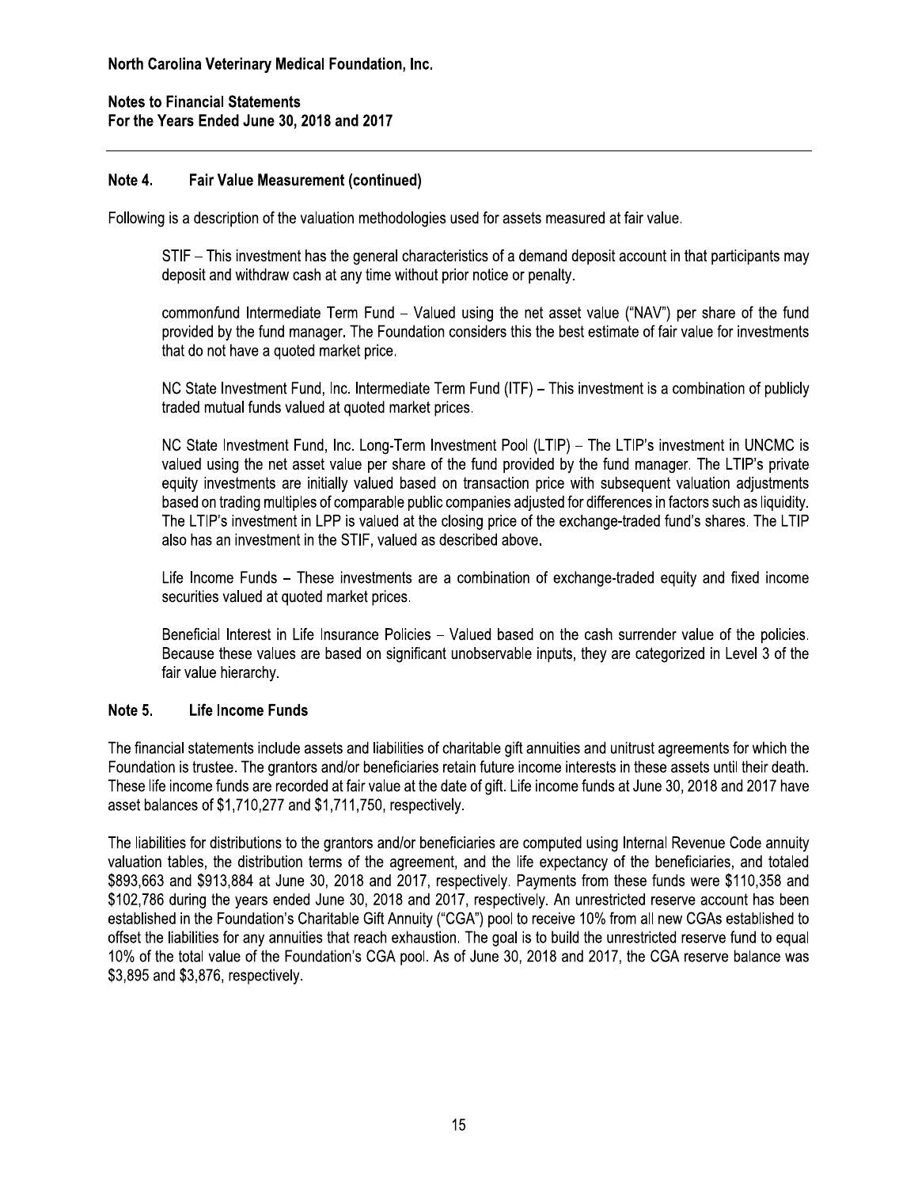North Carolina Veterinary Medical Foundation, Inc.

Notes to Financial Statements
For the Years Ended June 30, 2018 and 2017

## Note 4. Fair Value Measurement (continued)

Following is a description of the valuation methodologies used for assets measured at fair value.

STIF – This investment has the general characteristics of a demand deposit account in that participants may deposit and withdraw cash at any time without prior notice or penalty.

commonfund Intermediate Term Fund – Valued using the net asset value ("NAV") per share of the fund provided by the fund manager. The Foundation considers this the best estimate of fair value for investments that do not have a quoted market price.

NC State Investment Fund, Inc. Intermediate Term Fund (ITF) – This investment is a combination of publicly traded mutual funds valued at quoted market prices.

NC State Investment Fund, Inc. Long-Term Investment Pool (LTIP) – The LTIP's investment in UNCMC is valued using the net asset value per share of the fund provided by the fund manager. The LTIP's private equity investments are initially valued based on transaction price with subsequent valuation adjustments based on trading multiples of comparable public companies adjusted for differences in factors such as liquidity. The LTIP's investment in LPP is valued at the closing price of the exchange-traded fund's shares. The LTIP also has an investment in the STIF, valued as described above.

Life Income Funds – These investments are a combination of exchange-traded equity and fixed income securities valued at quoted market prices.

Beneficial Interest in Life Insurance Policies – Valued based on the cash surrender value of the policies. Because these values are based on significant unobservable inputs, they are categorized in Level 3 of the fair value hierarchy.

## Note 5. Life Income Funds

The financial statements include assets and liabilities of charitable gift annuities and unitrust agreements for which the Foundation is trustee. The grantors and/or beneficiaries retain future income interests in these assets until their death. These life income funds are recorded at fair value at the date of gift. Life income funds at June 30, 2018 and 2017 have asset balances of $1,710,277 and $1,711,750, respectively.

The liabilities for distributions to the grantors and/or beneficiaries are computed using Internal Revenue Code annuity valuation tables, the distribution terms of the agreement, and the life expectancy of the beneficiaries, and totaled $893,663 and $913,884 at June 30, 2018 and 2017, respectively. Payments from these funds were $110,358 and $102,786 during the years ended June 30, 2018 and 2017, respectively. An unrestricted reserve account has been established in the Foundation's Charitable Gift Annuity ("CGA") pool to receive 10% from all new CGAs established to offset the liabilities for any annuities that reach exhaustion. The goal is to build the unrestricted reserve fund to equal 10% of the total value of the Foundation's CGA pool. As of June 30, 2018 and 2017, the CGA reserve balance was $3,895 and $3,876, respectively.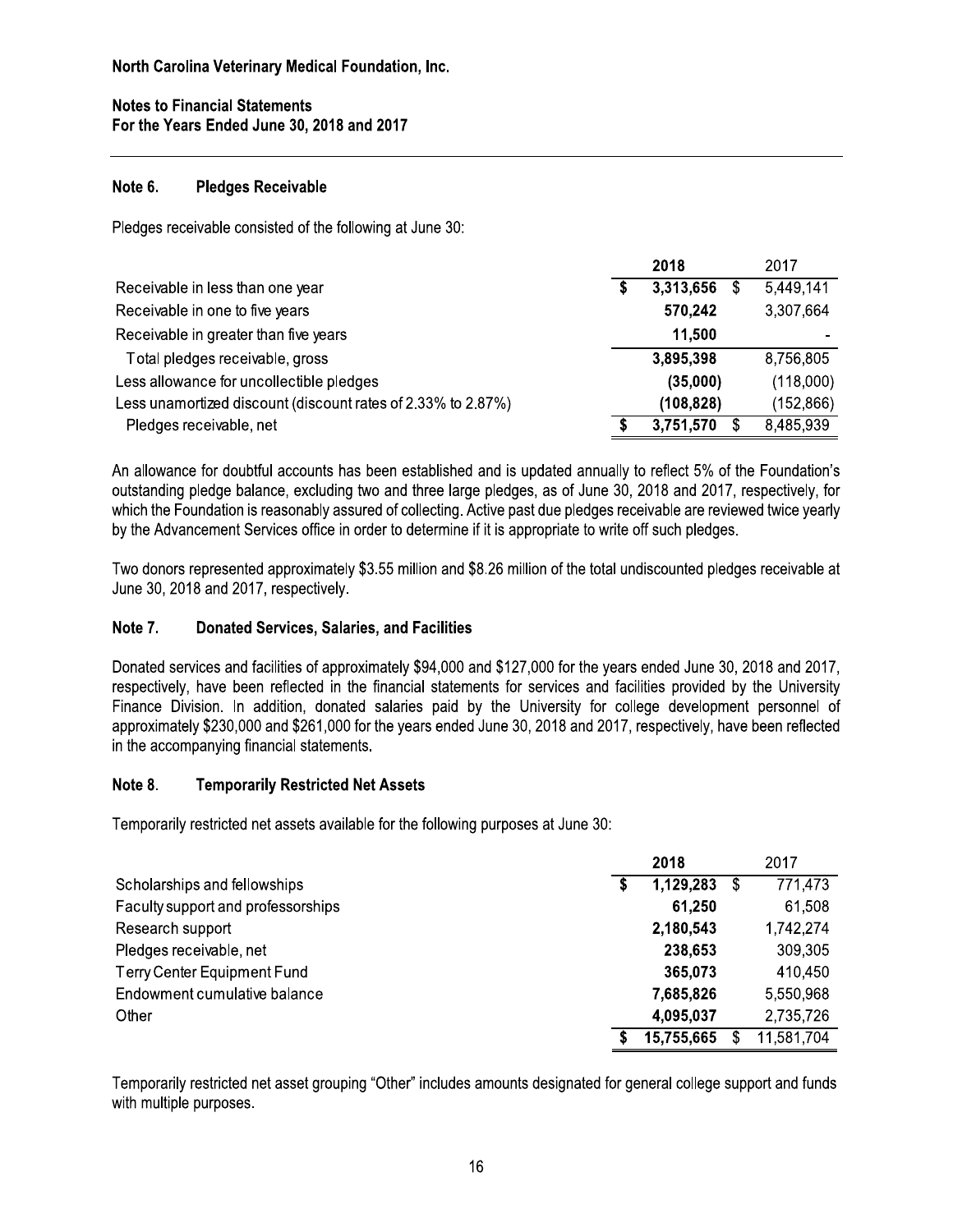North Carolina Veterinary Medical Foundation, Inc.

Notes to Financial Statements
For the Years Ended June 30, 2018 and 2017

### Note 6. Pledges Receivable

Pledges receivable consisted of the following at June 30:

| | 2018 | 2017 |
|---|---|---|
| Receivable in less than one year | $ 3,313,656 | $ 5,449,141 |
| Receivable in one to five years | 570,242 | 3,307,664 |
| Receivable in greater than five years | 11,500 | - |
| Total pledges receivable, gross | 3,895,398 | 8,756,805 |
| Less allowance for uncollectible pledges | (35,000) | (118,000) |
| Less unamortized discount (discount rates of 2.33% to 2.87%) | (108,828) | (152,866) |
| Pledges receivable, net | $ 3,751,570 | $ 8,485,939 |

An allowance for doubtful accounts has been established and is updated annually to reflect 5% of the Foundation's outstanding pledge balance, excluding two and three large pledges, as of June 30, 2018 and 2017, respectively, for which the Foundation is reasonably assured of collecting. Active past due pledges receivable are reviewed twice yearly by the Advancement Services office in order to determine if it is appropriate to write off such pledges.

Two donors represented approximately $3.55 million and $8.26 million of the total undiscounted pledges receivable at June 30, 2018 and 2017, respectively.

### Note 7. Donated Services, Salaries, and Facilities

Donated services and facilities of approximately $94,000 and $127,000 for the years ended June 30, 2018 and 2017, respectively, have been reflected in the financial statements for services and facilities provided by the University Finance Division. In addition, donated salaries paid by the University for college development personnel of approximately $230,000 and $261,000 for the years ended June 30, 2018 and 2017, respectively, have been reflected in the accompanying financial statements.

### Note 8. Temporarily Restricted Net Assets

Temporarily restricted net assets available for the following purposes at June 30:

| | 2018 | 2017 |
|---|---|---|
| Scholarships and fellowships | $ 1,129,283 | $ 771,473 |
| Faculty support and professorships | 61,250 | 61,508 |
| Research support | 2,180,543 | 1,742,274 |
| Pledges receivable, net | 238,653 | 309,305 |
| Terry Center Equipment Fund | 365,073 | 410,450 |
| Endowment cumulative balance | 7,685,826 | 5,550,968 |
| Other | 4,095,037 | 2,735,726 |
| | $ 15,755,665 | $ 11,581,704 |

Temporarily restricted net asset grouping "Other" includes amounts designated for general college support and funds with multiple purposes.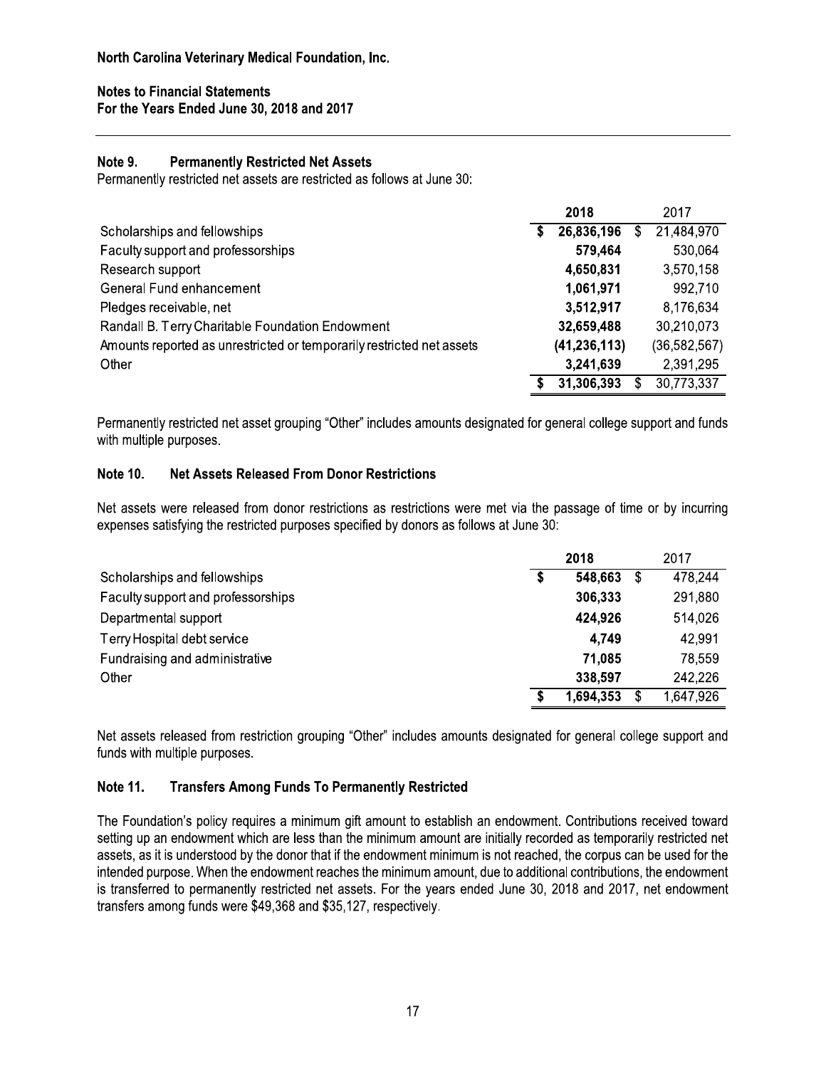North Carolina Veterinary Medical Foundation, Inc.

Notes to Financial Statements
For the Years Ended June 30, 2018 and 2017

### Note 9. Permanently Restricted Net Assets

Permanently restricted net assets are restricted as follows at June 30:

| | 2018 | 2017 |
|---|---|---|
| Scholarships and fellowships | $ 26,836,196 | $ 21,484,970 |
| Faculty support and professorships | 579,464 | 530,064 |
| Research support | 4,650,831 | 3,570,158 |
| General Fund enhancement | 1,061,971 | 992,710 |
| Pledges receivable, net | 3,512,917 | 8,176,634 |
| Randall B. Terry Charitable Foundation Endowment | 32,659,488 | 30,210,073 |
| Amounts reported as unrestricted or temporarily restricted net assets | (41,236,113) | (36,582,567) |
| Other | 3,241,639 | 2,391,295 |
| | $ 31,306,393 | $ 30,773,337 |

Permanently restricted net asset grouping "Other" includes amounts designated for general college support and funds with multiple purposes.

### Note 10. Net Assets Released From Donor Restrictions

Net assets were released from donor restrictions as restrictions were met via the passage of time or by incurring expenses satisfying the restricted purposes specified by donors as follows at June 30:

| | 2018 | 2017 |
|---|---|---|
| Scholarships and fellowships | $ 548,663 | $ 478,244 |
| Faculty support and professorships | 306,333 | 291,880 |
| Departmental support | 424,926 | 514,026 |
| Terry Hospital debt service | 4,749 | 42,991 |
| Fundraising and administrative | 71,085 | 78,559 |
| Other | 338,597 | 242,226 |
| | $ 1,694,353 | $ 1,647,926 |

Net assets released from restriction grouping "Other" includes amounts designated for general college support and funds with multiple purposes.

### Note 11. Transfers Among Funds To Permanently Restricted

The Foundation's policy requires a minimum gift amount to establish an endowment. Contributions received toward setting up an endowment which are less than the minimum amount are initially recorded as temporarily restricted net assets, as it is understood by the donor that if the endowment minimum is not reached, the corpus can be used for the intended purpose. When the endowment reaches the minimum amount, due to additional contributions, the endowment is transferred to permanently restricted net assets. For the years ended June 30, 2018 and 2017, net endowment transfers among funds were $49,368 and $35,127, respectively.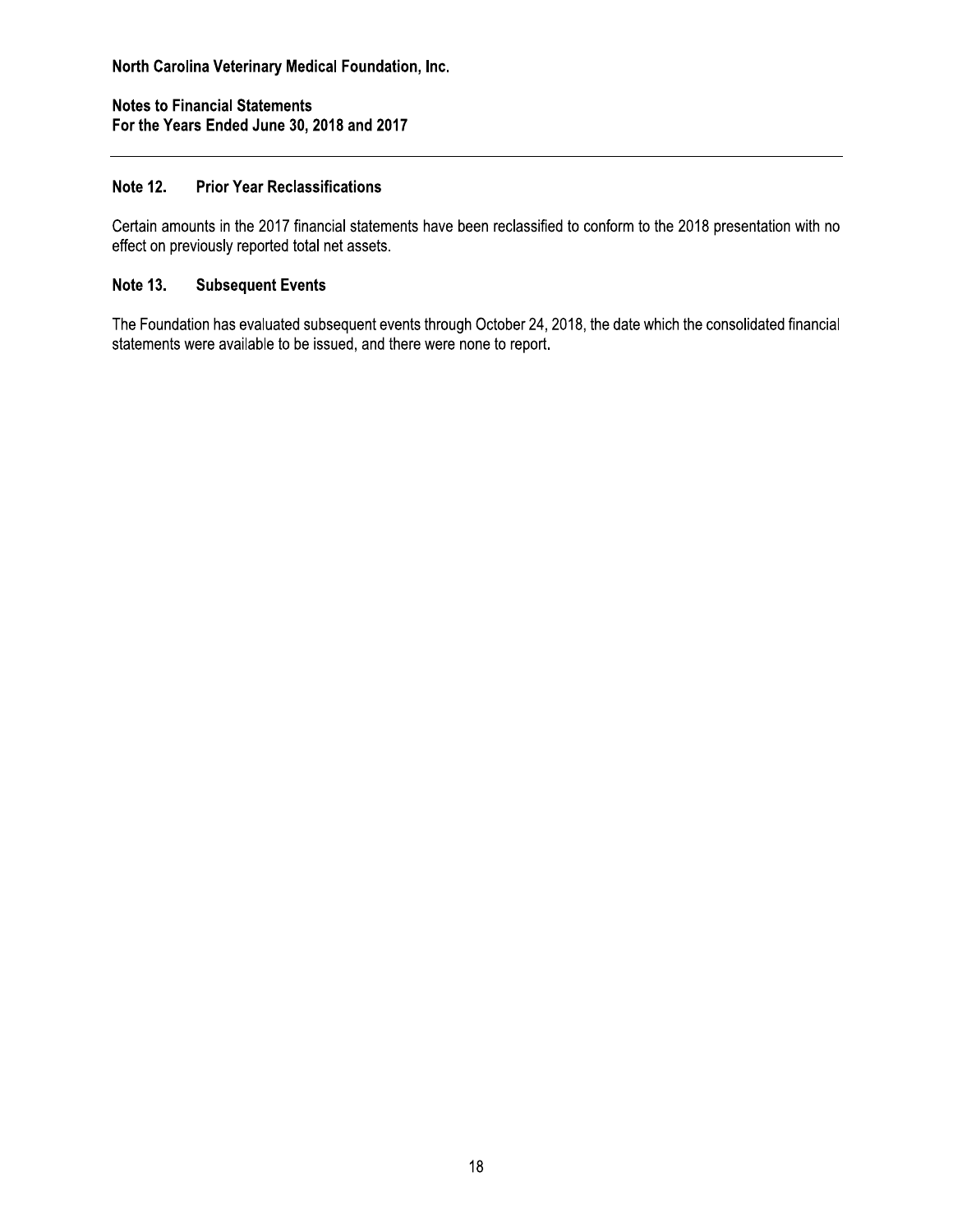**North Carolina Veterinary Medical Foundation, Inc.**

**Notes to Financial Statements**
**For the Years Ended June 30, 2018 and 2017**

## Note 12. Prior Year Reclassifications

Certain amounts in the 2017 financial statements have been reclassified to conform to the 2018 presentation with no effect on previously reported total net assets.

## Note 13. Subsequent Events

The Foundation has evaluated subsequent events through October 24, 2018, the date which the consolidated financial statements were available to be issued, and there were none to report.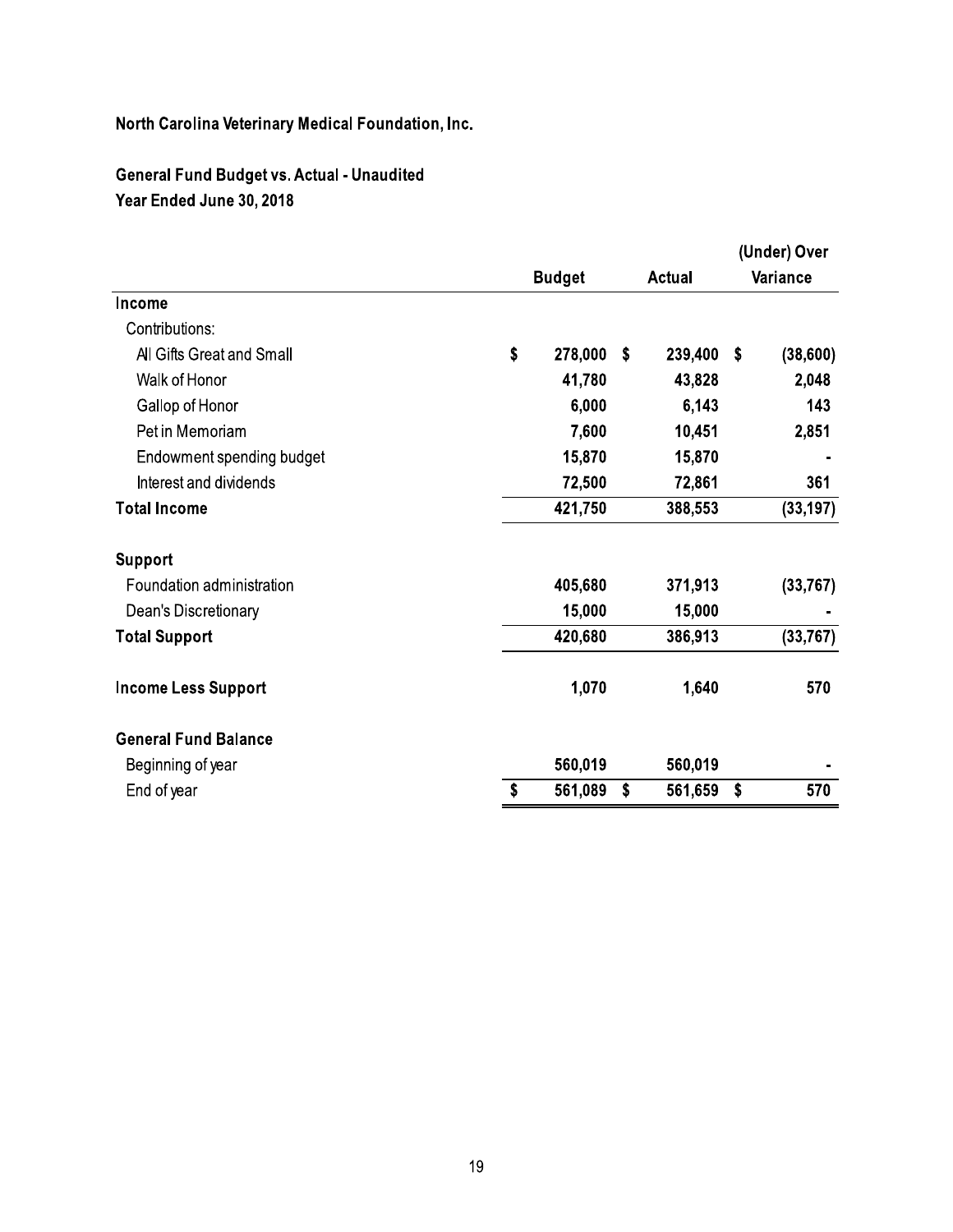North Carolina Veterinary Medical Foundation, Inc.

General Fund Budget vs. Actual - Unaudited
Year Ended June 30, 2018

| | Budget | Actual | (Under) Over Variance |
|---|---|---|---|
| **Income** | | | |
| Contributions: | | | |
| All Gifts Great and Small | $ 278,000 | $ 239,400 | $ (38,600) |
| Walk of Honor | 41,780 | 43,828 | 2,048 |
| Gallop of Honor | 6,000 | 6,143 | 143 |
| Pet in Memoriam | 7,600 | 10,451 | 2,851 |
| Endowment spending budget | 15,870 | 15,870 | - |
| Interest and dividends | 72,500 | 72,861 | 361 |
| **Total Income** | 421,750 | 388,553 | (33,197) |
| **Support** | | | |
| Foundation administration | 405,680 | 371,913 | (33,767) |
| Dean's Discretionary | 15,000 | 15,000 | - |
| **Total Support** | 420,680 | 386,913 | (33,767) |
| **Income Less Support** | 1,070 | 1,640 | 570 |
| **General Fund Balance** | | | |
| Beginning of year | 560,019 | 560,019 | - |
| End of year | $ 561,089 | $ 561,659 | $ 570 |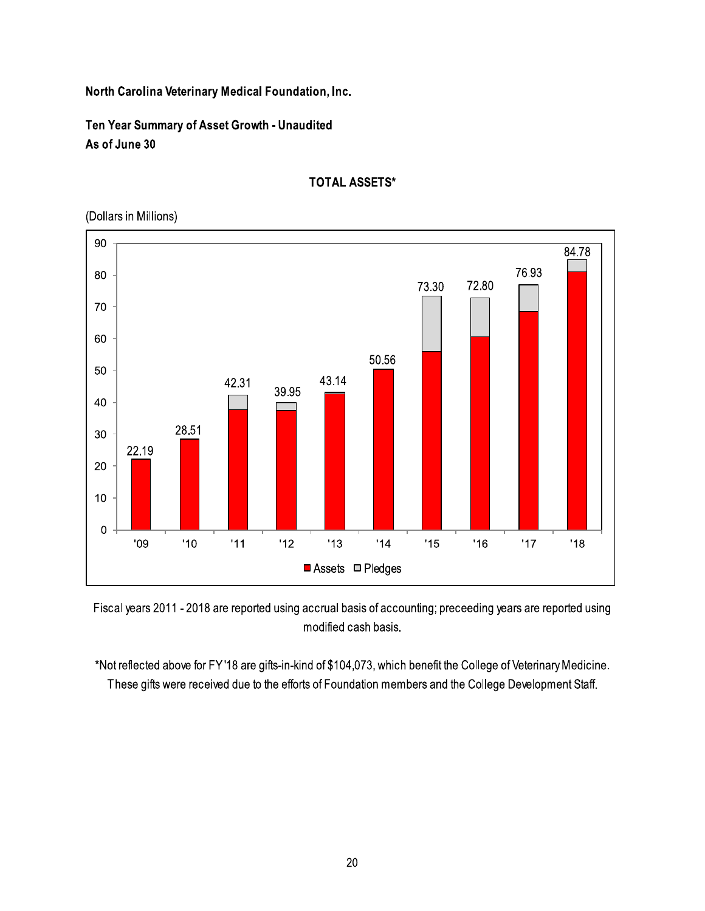North Carolina Veterinary Medical Foundation, Inc.

## Ten Year Summary of Asset Growth - Unaudited
## As of June 30

### TOTAL ASSETS*

(Dollars in Millions)

| Fiscal Year | Total |
|---|---|
| '09 | 22.19 |
| '10 | 28.51 |
| '11 | 42.31 |
| '12 | 39.95 |
| '13 | 43.14 |
| '14 | 50.56 |
| '15 | 73.30 |
| '16 | 72.80 |
| '17 | 76.93 |
| '18 | 84.78 |

Assets / Pledges

Fiscal years 2011 - 2018 are reported using accrual basis of accounting; preceeding years are reported using modified cash basis.

*Not reflected above for FY'18 are gifts-in-kind of $104,073, which benefit the College of Veterinary Medicine. These gifts were received due to the efforts of Foundation members and the College Development Staff.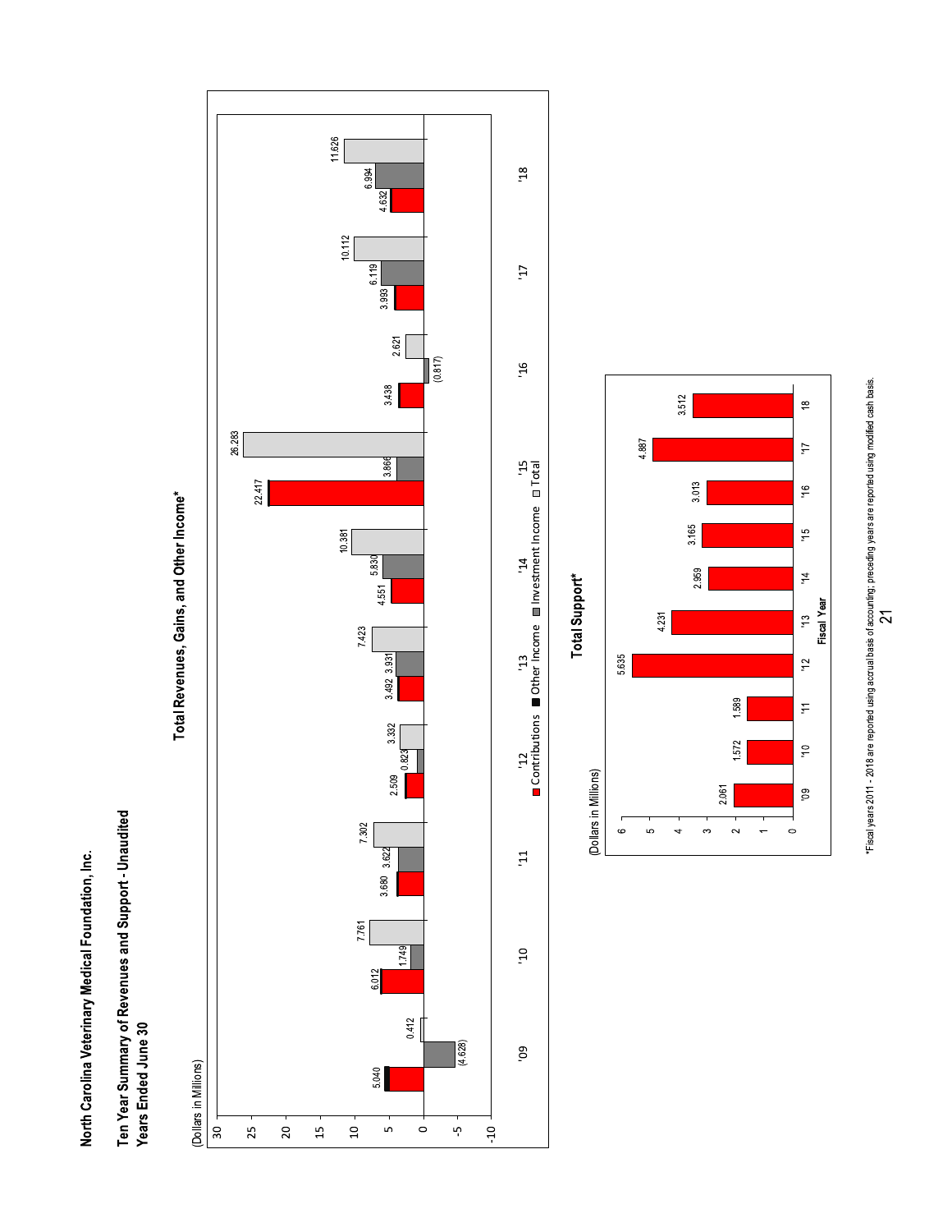**North Carolina Veterinary Medical Foundation, Inc.**

**Ten Year Summary of Revenues and Support - Unaudited**
**Years Ended June 30**

**Total Revenues, Gains, and Other Income***

(Dollars in Millions)

30
25
20
15
10
5
0
-5
-10

'09: 5.040, (4.628), 0.412
'10: 6.012, 1.749, 7.761
'11: 3.680, 3.622, 7.302
'12: 2.509, 0.823, 3.332
'13: 3.492, 3.931, 7.423
'14: 4.551, 5.830, 10.381
'15: 22.417, 3.866, 26.283
'16: 3.438, (0.817), 2.621
'17: 3.993, 6.119, 10.112
'18: 4.632, 6.994, 11.626

Contributions ■ Other Income ■ Investment Income □ Total

**Total Support***

(Dollars in Millions)

6
5
4
3
2
1
0

'09: 2.061
'10: 1.572
'11: 1.589
'12: 5.635
'13: 4.231
'14: 2.959
'15: 3.165
'16: 3.013
'17: 4.887
18: 3.512

**Fiscal Year**

*Fiscal years 2011 - 2018 are reported using accrual basis of accounting; preceding years are reported using modified cash basis.